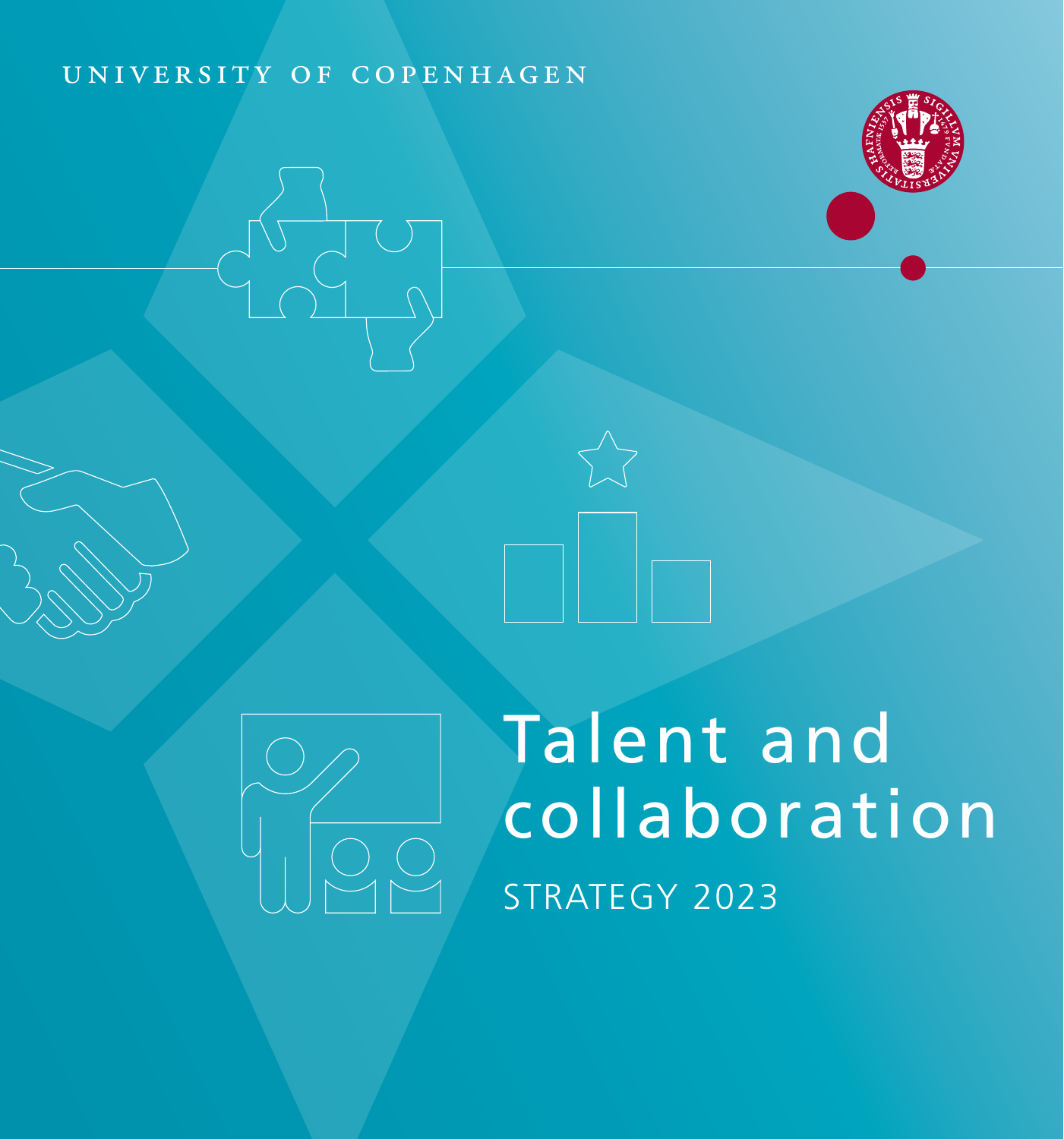UNIVERSITY OF COPENHAGEN

# Talent and collaboration

STRATEGY 2023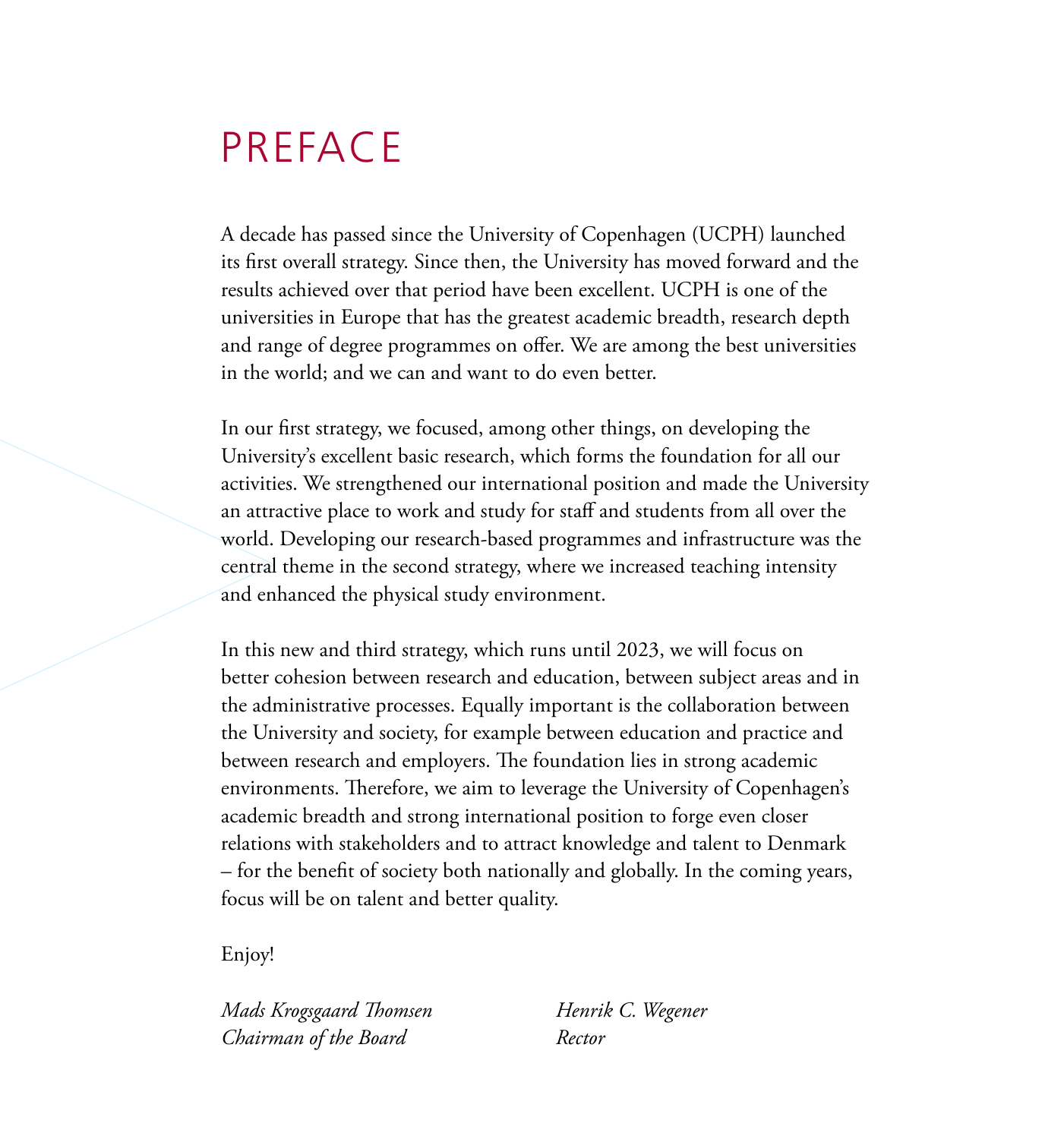# PREFACE

A decade has passed since the University of Copenhagen (UCPH) launched its first overall strategy. Since then, the University has moved forward and the results achieved over that period have been excellent. UCPH is one of the universities in Europe that has the greatest academic breadth, research depth and range of degree programmes on offer. We are among the best universities in the world; and we can and want to do even better.

In our first strategy, we focused, among other things, on developing the University's excellent basic research, which forms the foundation for all our activities. We strengthened our international position and made the University an attractive place to work and study for staff and students from all over the world. Developing our research-based programmes and infrastructure was the central theme in the second strategy, where we increased teaching intensity and enhanced the physical study environment.

In this new and third strategy, which runs until 2023, we will focus on better cohesion between research and education, between subject areas and in the administrative processes. Equally important is the collaboration between the University and society, for example between education and practice and between research and employers. The foundation lies in strong academic environments. Therefore, we aim to leverage the University of Copenhagen's academic breadth and strong international position to forge even closer relations with stakeholders and to attract knowledge and talent to Denmark – for the benefit of society both nationally and globally. In the coming years, focus will be on talent and better quality.

Enjoy!

*Mads Krogsgaard Thomsen*
*Chairman of the Board*

*Henrik C. Wegener*
*Rector*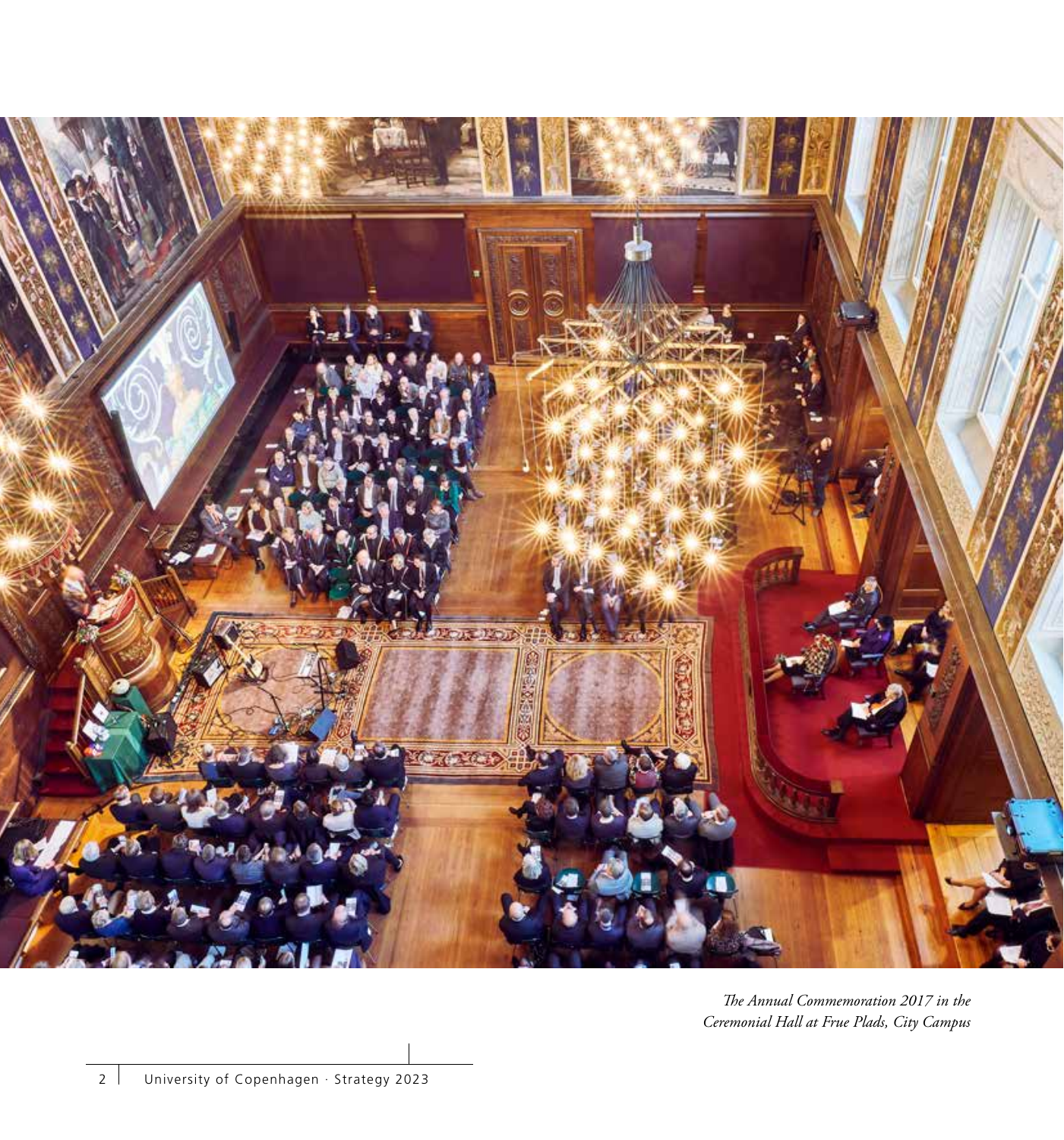*The Annual Commemoration 2017 in the Ceremonial Hall at Frue Plads, City Campus*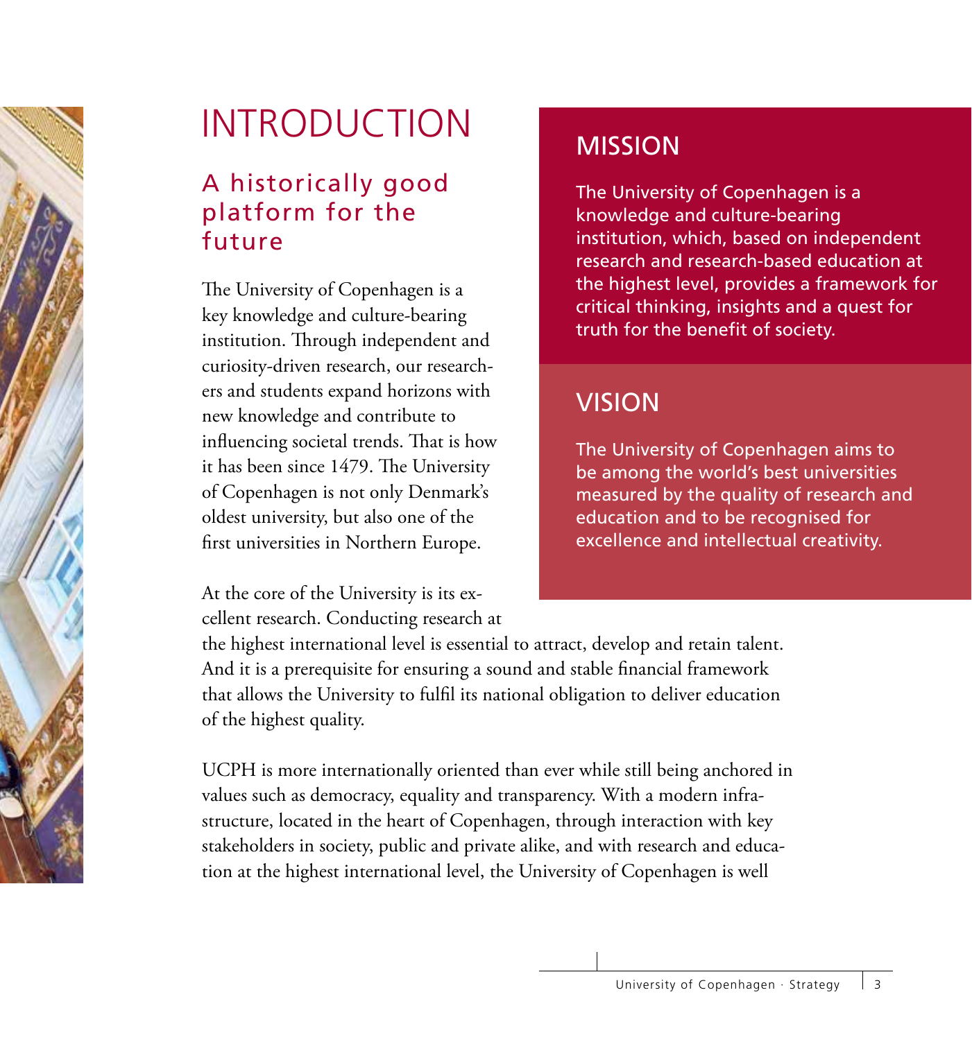# INTRODUCTION

## A historically good platform for the future

The University of Copenhagen is a key knowledge and culture-bearing institution. Through independent and curiosity-driven research, our researchers and students expand horizons with new knowledge and contribute to influencing societal trends. That is how it has been since 1479. The University of Copenhagen is not only Denmark's oldest university, but also one of the first universities in Northern Europe.

At the core of the University is its excellent research. Conducting research at the highest international level is essential to attract, develop and retain talent. And it is a prerequisite for ensuring a sound and stable financial framework that allows the University to fulfil its national obligation to deliver education of the highest quality.

UCPH is more internationally oriented than ever while still being anchored in values such as democracy, equality and transparency. With a modern infrastructure, located in the heart of Copenhagen, through interaction with key stakeholders in society, public and private alike, and with research and education at the highest international level, the University of Copenhagen is well

## MISSION

The University of Copenhagen is a knowledge and culture-bearing institution, which, based on independent research and research-based education at the highest level, provides a framework for critical thinking, insights and a quest for truth for the benefit of society.

## VISION

The University of Copenhagen aims to be among the world's best universities measured by the quality of research and education and to be recognised for excellence and intellectual creativity.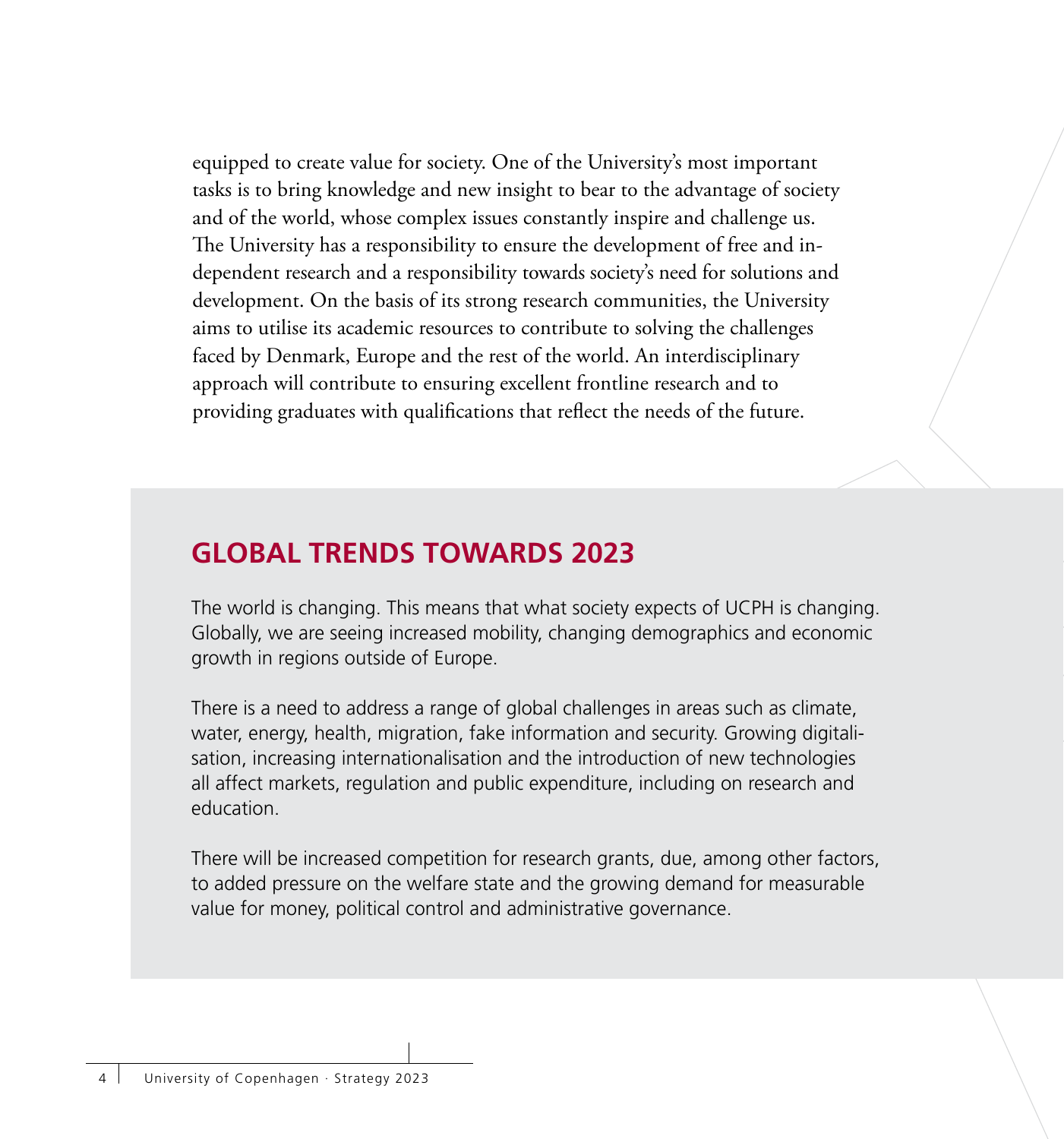equipped to create value for society. One of the University's most important tasks is to bring knowledge and new insight to bear to the advantage of society and of the world, whose complex issues constantly inspire and challenge us. The University has a responsibility to ensure the development of free and independent research and a responsibility towards society's need for solutions and development. On the basis of its strong research communities, the University aims to utilise its academic resources to contribute to solving the challenges faced by Denmark, Europe and the rest of the world. An interdisciplinary approach will contribute to ensuring excellent frontline research and to providing graduates with qualifications that reflect the needs of the future.

## GLOBAL TRENDS TOWARDS 2023

The world is changing. This means that what society expects of UCPH is changing. Globally, we are seeing increased mobility, changing demographics and economic growth in regions outside of Europe.

There is a need to address a range of global challenges in areas such as climate, water, energy, health, migration, fake information and security. Growing digitalisation, increasing internationalisation and the introduction of new technologies all affect markets, regulation and public expenditure, including on research and education.

There will be increased competition for research grants, due, among other factors, to added pressure on the welfare state and the growing demand for measurable value for money, political control and administrative governance.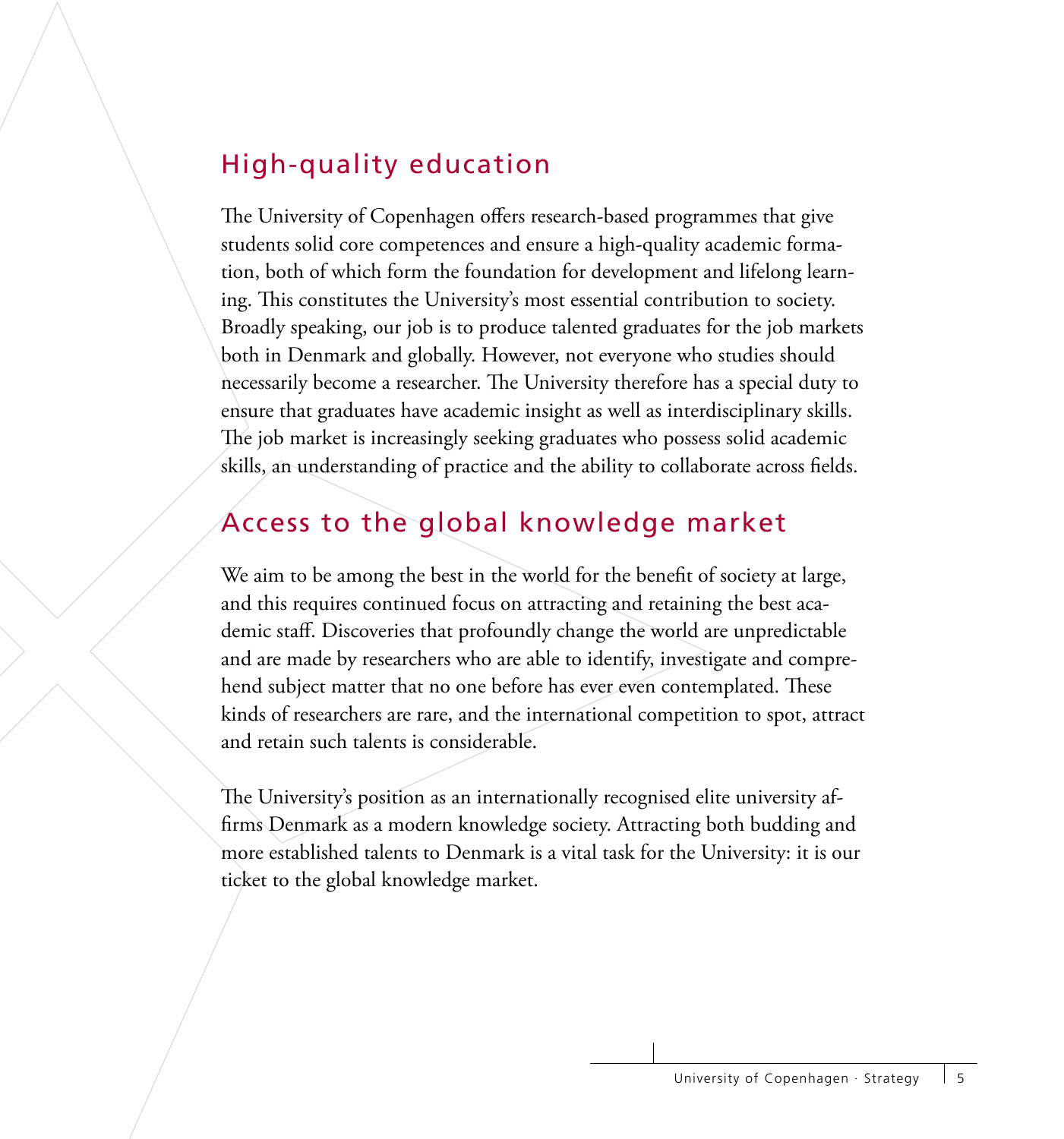## High-quality education

The University of Copenhagen offers research-based programmes that give students solid core competences and ensure a high-quality academic formation, both of which form the foundation for development and lifelong learning. This constitutes the University's most essential contribution to society. Broadly speaking, our job is to produce talented graduates for the job markets both in Denmark and globally. However, not everyone who studies should necessarily become a researcher. The University therefore has a special duty to ensure that graduates have academic insight as well as interdisciplinary skills. The job market is increasingly seeking graduates who possess solid academic skills, an understanding of practice and the ability to collaborate across fields.

## Access to the global knowledge market

We aim to be among the best in the world for the benefit of society at large, and this requires continued focus on attracting and retaining the best academic staff. Discoveries that profoundly change the world are unpredictable and are made by researchers who are able to identify, investigate and comprehend subject matter that no one before has ever even contemplated. These kinds of researchers are rare, and the international competition to spot, attract and retain such talents is considerable.

The University's position as an internationally recognised elite university affirms Denmark as a modern knowledge society. Attracting both budding and more established talents to Denmark is a vital task for the University: it is our ticket to the global knowledge market.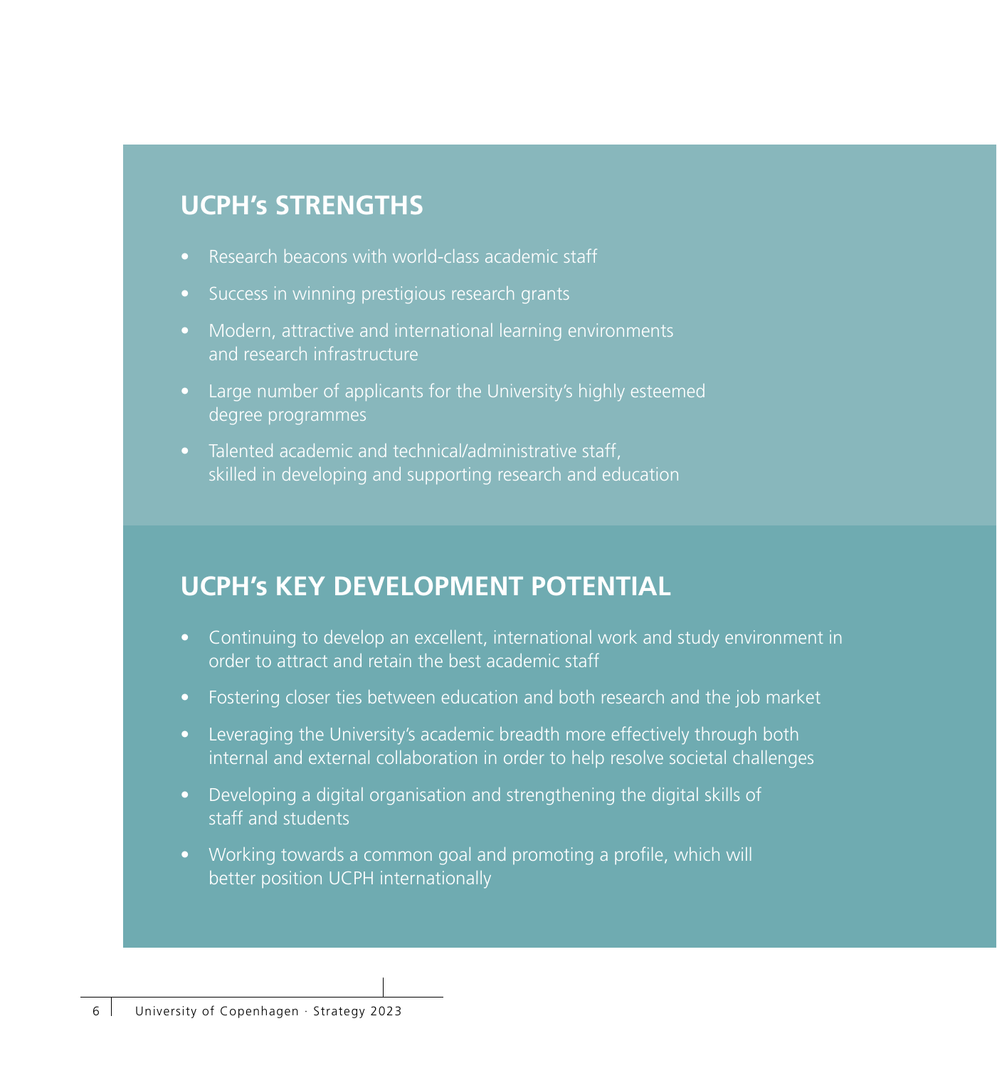## UCPH's STRENGTHS

- Research beacons with world-class academic staff
- Success in winning prestigious research grants
- Modern, attractive and international learning environments and research infrastructure
- Large number of applicants for the University's highly esteemed degree programmes
- Talented academic and technical/administrative staff, skilled in developing and supporting research and education

## UCPH's KEY DEVELOPMENT POTENTIAL

- Continuing to develop an excellent, international work and study environment in order to attract and retain the best academic staff
- Fostering closer ties between education and both research and the job market
- Leveraging the University's academic breadth more effectively through both internal and external collaboration in order to help resolve societal challenges
- Developing a digital organisation and strengthening the digital skills of staff and students
- Working towards a common goal and promoting a profile, which will better position UCPH internationally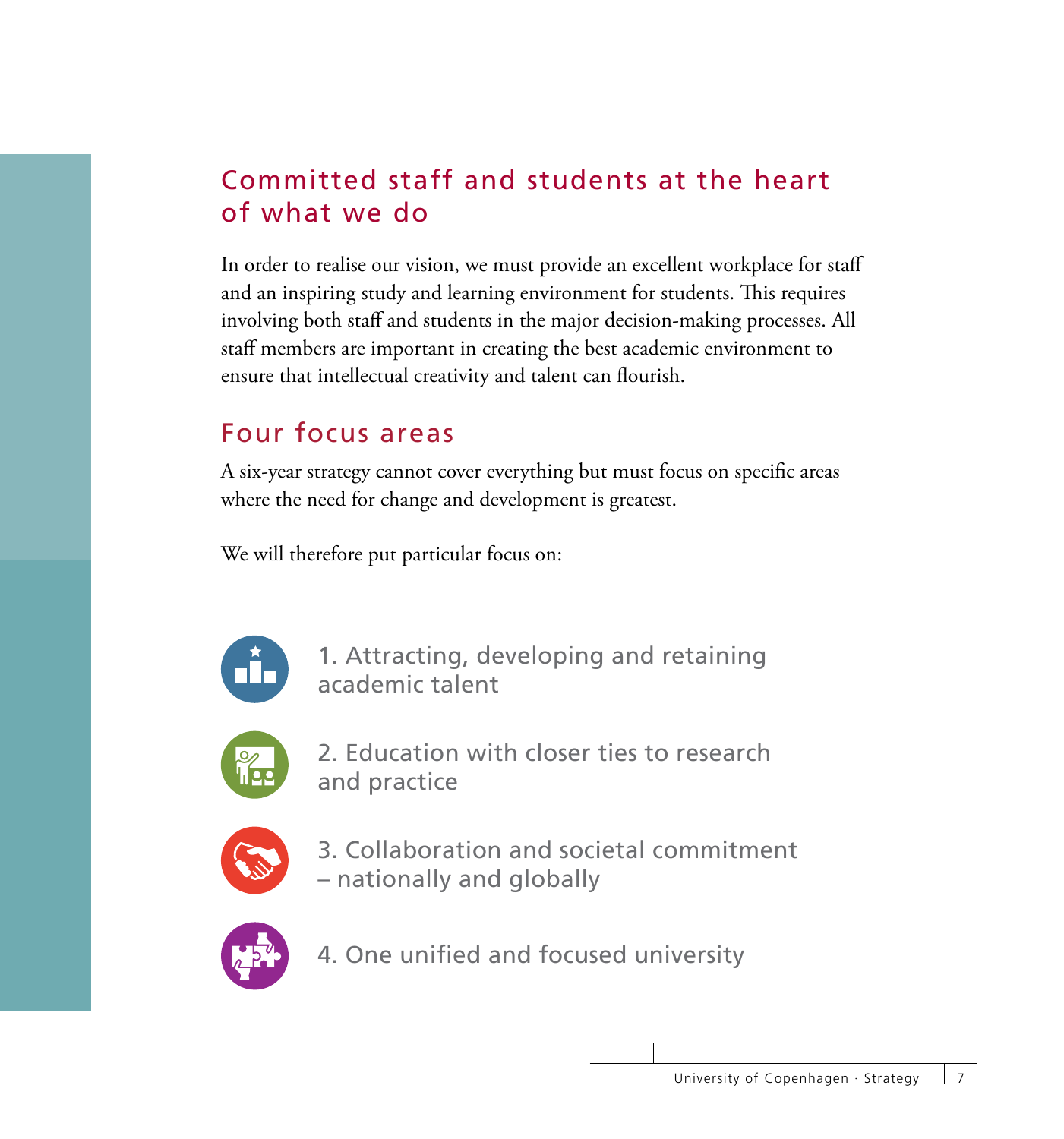## Committed staff and students at the heart of what we do

In order to realise our vision, we must provide an excellent workplace for staff and an inspiring study and learning environment for students. This requires involving both staff and students in the major decision-making processes. All staff members are important in creating the best academic environment to ensure that intellectual creativity and talent can flourish.

## Four focus areas

A six-year strategy cannot cover everything but must focus on specific areas where the need for change and development is greatest.

We will therefore put particular focus on:

1. Attracting, developing and retaining academic talent
2. Education with closer ties to research and practice
3. Collaboration and societal commitment – nationally and globally
4. One unified and focused university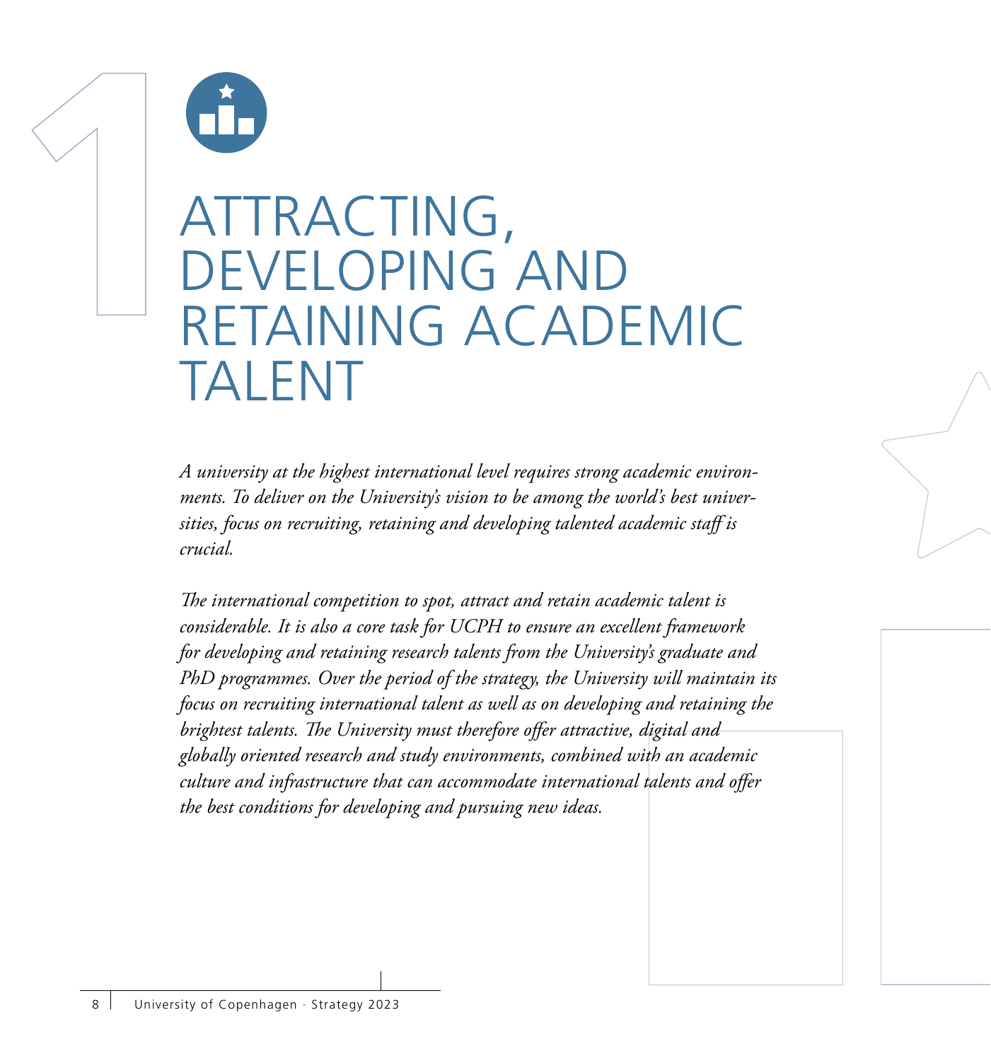# 1 ATTRACTING, DEVELOPING AND RETAINING ACADEMIC TALENT

*A university at the highest international level requires strong academic environments. To deliver on the University's vision to be among the world's best universities, focus on recruiting, retaining and developing talented academic staff is crucial.*

*The international competition to spot, attract and retain academic talent is considerable. It is also a core task for UCPH to ensure an excellent framework for developing and retaining research talents from the University's graduate and PhD programmes. Over the period of the strategy, the University will maintain its focus on recruiting international talent as well as on developing and retaining the brightest talents. The University must therefore offer attractive, digital and globally oriented research and study environments, combined with an academic culture and infrastructure that can accommodate international talents and offer the best conditions for developing and pursuing new ideas.*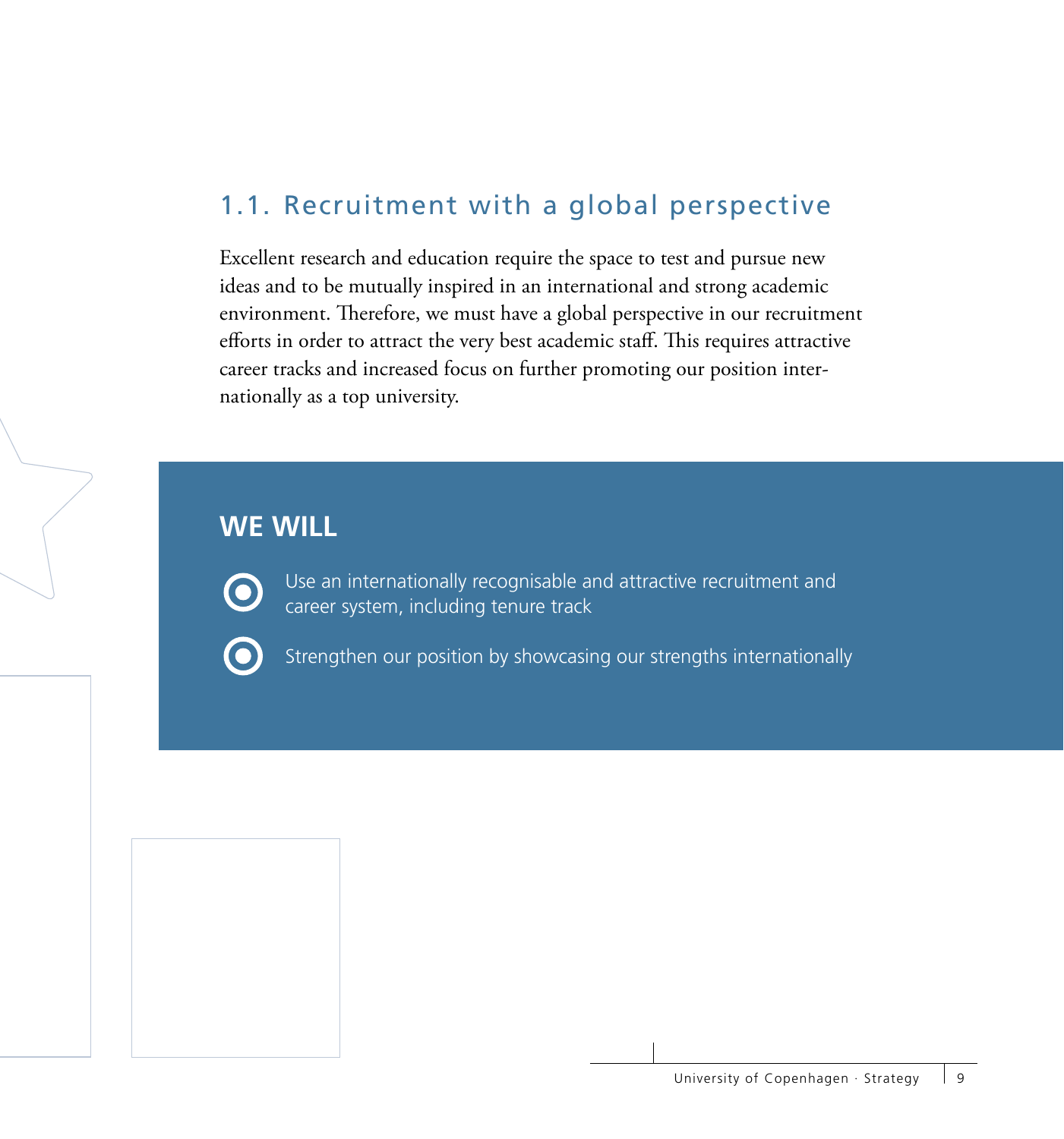## 1.1. Recruitment with a global perspective

Excellent research and education require the space to test and pursue new ideas and to be mutually inspired in an international and strong academic environment. Therefore, we must have a global perspective in our recruitment efforts in order to attract the very best academic staff. This requires attractive career tracks and increased focus on further promoting our position internationally as a top university.

### WE WILL

- Use an internationally recognisable and attractive recruitment and career system, including tenure track
- Strengthen our position by showcasing our strengths internationally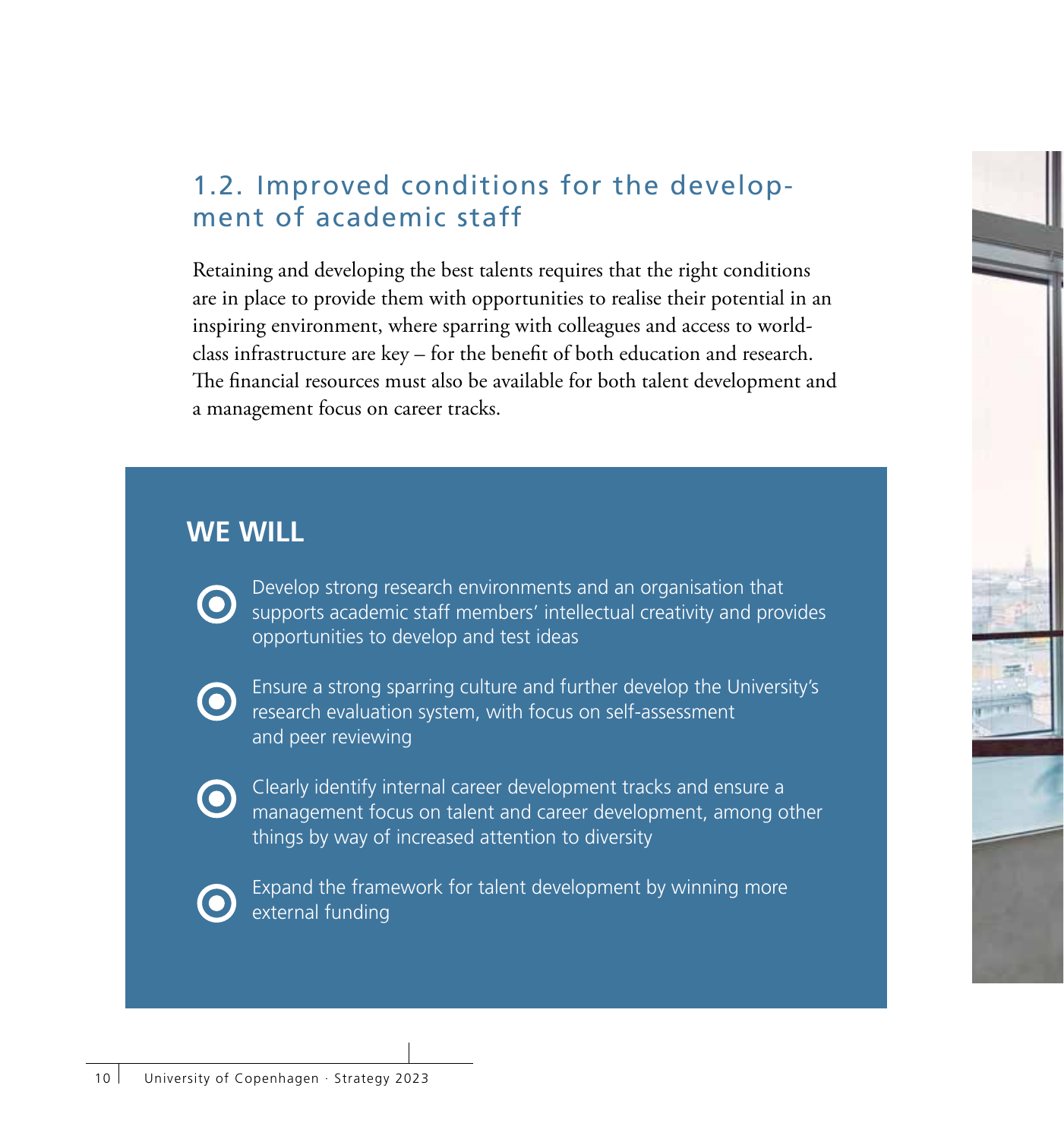## 1.2. Improved conditions for the development of academic staff

Retaining and developing the best talents requires that the right conditions are in place to provide them with opportunities to realise their potential in an inspiring environment, where sparring with colleagues and access to world-class infrastructure are key – for the benefit of both education and research. The financial resources must also be available for both talent development and a management focus on career tracks.

### WE WILL

- Develop strong research environments and an organisation that supports academic staff members' intellectual creativity and provides opportunities to develop and test ideas
- Ensure a strong sparring culture and further develop the University's research evaluation system, with focus on self-assessment and peer reviewing
- Clearly identify internal career development tracks and ensure a management focus on talent and career development, among other things by way of increased attention to diversity
- Expand the framework for talent development by winning more external funding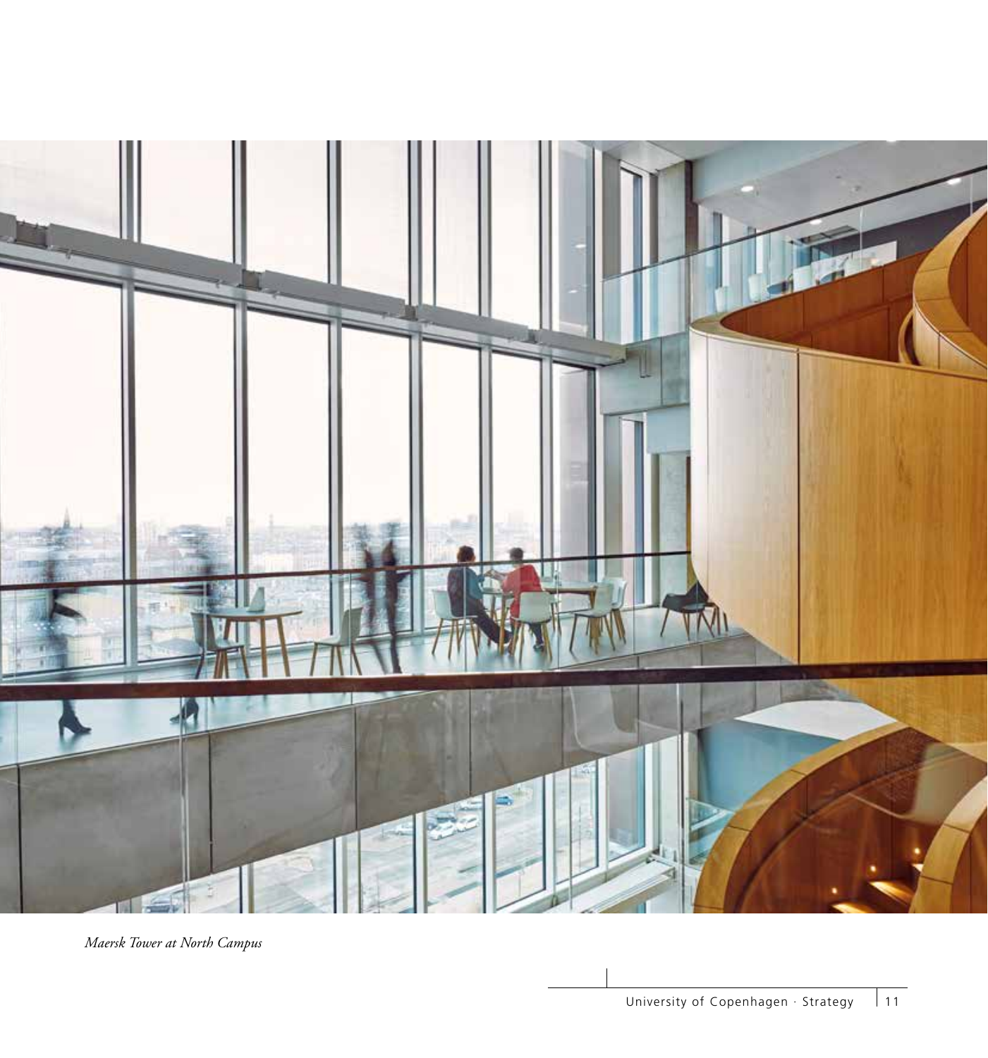*Maersk Tower at North Campus*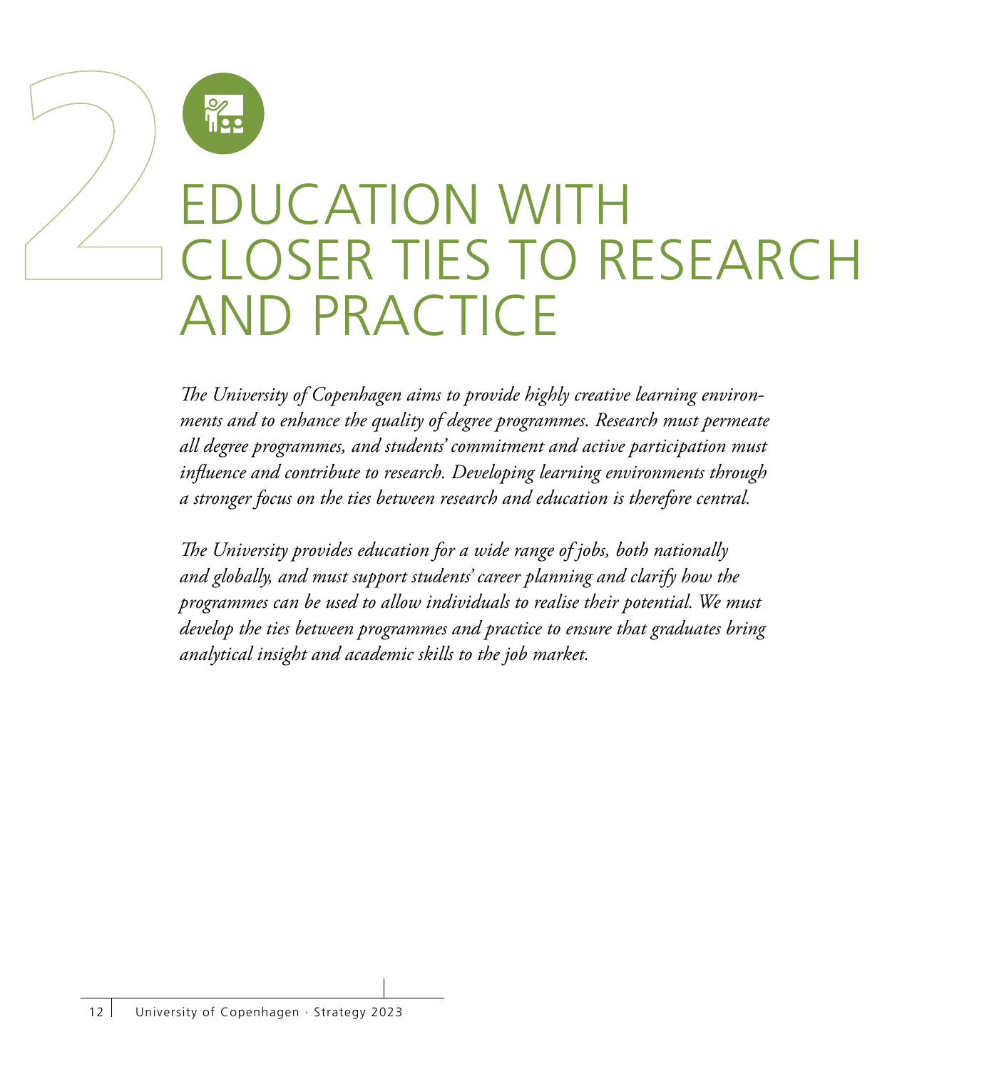# 2 EDUCATION WITH CLOSER TIES TO RESEARCH AND PRACTICE

*The University of Copenhagen aims to provide highly creative learning environments and to enhance the quality of degree programmes. Research must permeate all degree programmes, and students' commitment and active participation must influence and contribute to research. Developing learning environments through a stronger focus on the ties between research and education is therefore central.*

*The University provides education for a wide range of jobs, both nationally and globally, and must support students' career planning and clarify how the programmes can be used to allow individuals to realise their potential. We must develop the ties between programmes and practice to ensure that graduates bring analytical insight and academic skills to the job market.*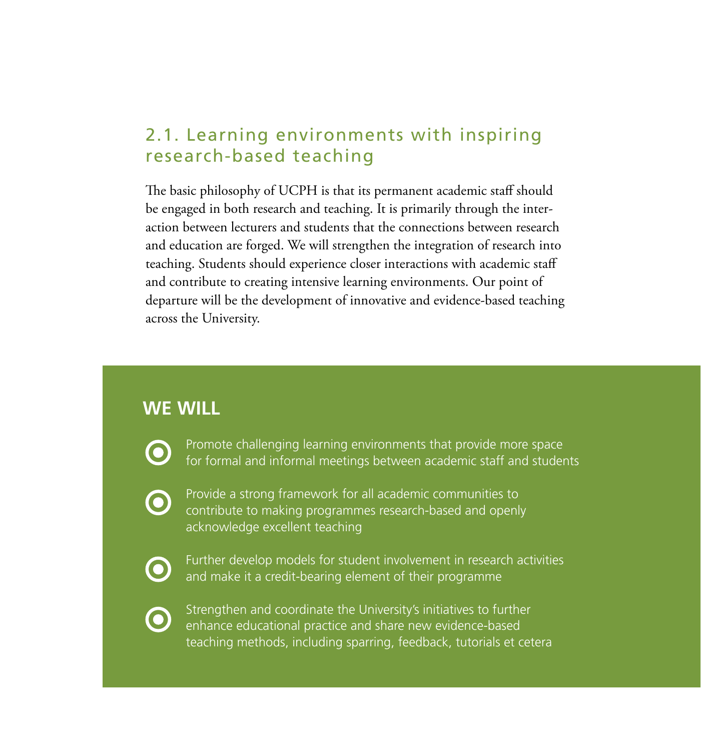## 2.1. Learning environments with inspiring research-based teaching

The basic philosophy of UCPH is that its permanent academic staff should be engaged in both research and teaching. It is primarily through the interaction between lecturers and students that the connections between research and education are forged. We will strengthen the integration of research into teaching. Students should experience closer interactions with academic staff and contribute to creating intensive learning environments. Our point of departure will be the development of innovative and evidence-based teaching across the University.

### WE WILL

- Promote challenging learning environments that provide more space for formal and informal meetings between academic staff and students
- Provide a strong framework for all academic communities to contribute to making programmes research-based and openly acknowledge excellent teaching
- Further develop models for student involvement in research activities and make it a credit-bearing element of their programme
- Strengthen and coordinate the University's initiatives to further enhance educational practice and share new evidence-based teaching methods, including sparring, feedback, tutorials et cetera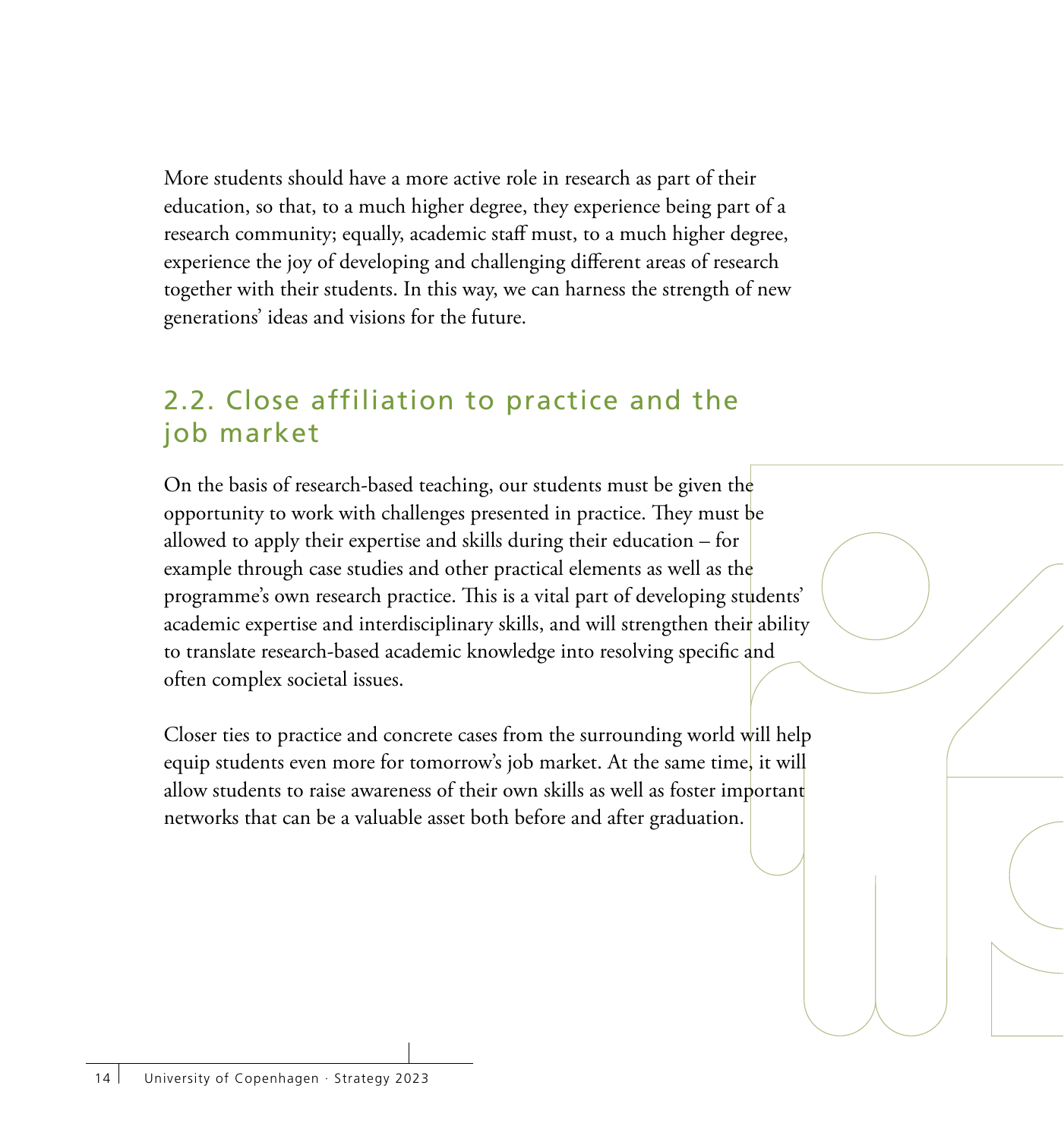More students should have a more active role in research as part of their education, so that, to a much higher degree, they experience being part of a research community; equally, academic staff must, to a much higher degree, experience the joy of developing and challenging different areas of research together with their students. In this way, we can harness the strength of new generations' ideas and visions for the future.

## 2.2. Close affiliation to practice and the job market

On the basis of research-based teaching, our students must be given the opportunity to work with challenges presented in practice. They must be allowed to apply their expertise and skills during their education – for example through case studies and other practical elements as well as the programme's own research practice. This is a vital part of developing students' academic expertise and interdisciplinary skills, and will strengthen their ability to translate research-based academic knowledge into resolving specific and often complex societal issues.

Closer ties to practice and concrete cases from the surrounding world will help equip students even more for tomorrow's job market. At the same time, it will allow students to raise awareness of their own skills as well as foster important networks that can be a valuable asset both before and after graduation.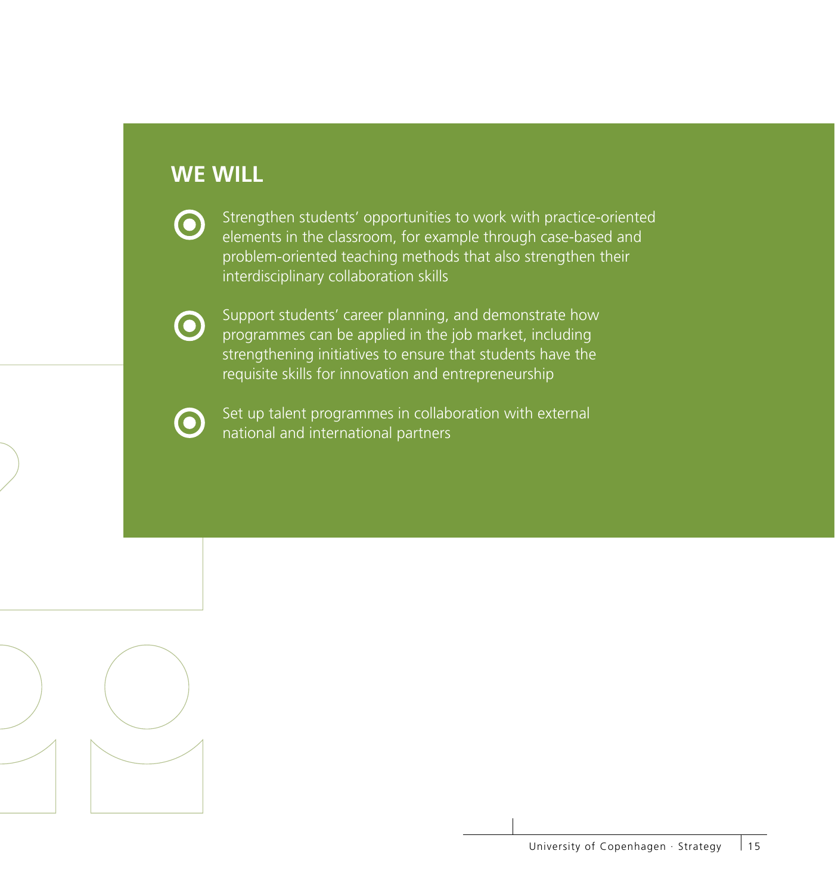## WE WILL

- Strengthen students' opportunities to work with practice-oriented elements in the classroom, for example through case-based and problem-oriented teaching methods that also strengthen their interdisciplinary collaboration skills

- Support students' career planning, and demonstrate how programmes can be applied in the job market, including strengthening initiatives to ensure that students have the requisite skills for innovation and entrepreneurship

- Set up talent programmes in collaboration with external national and international partners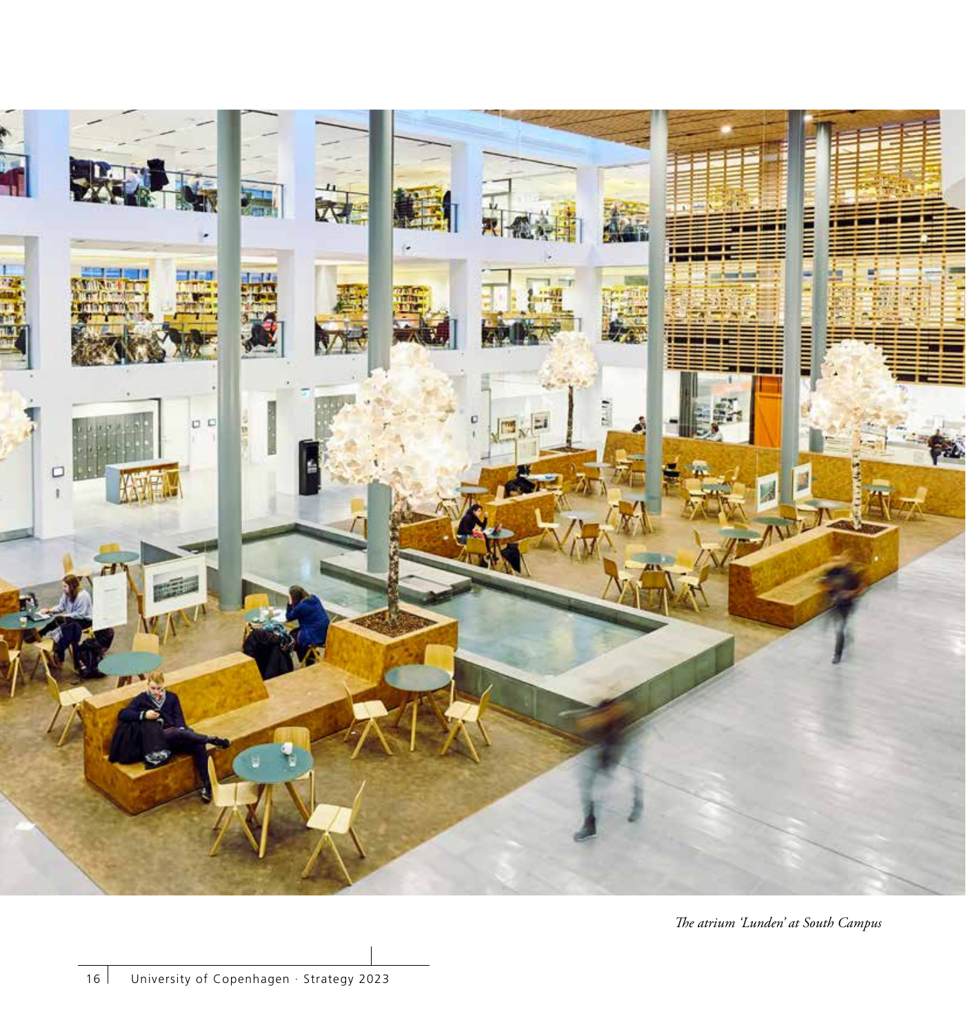*The atrium 'Lunden' at South Campus*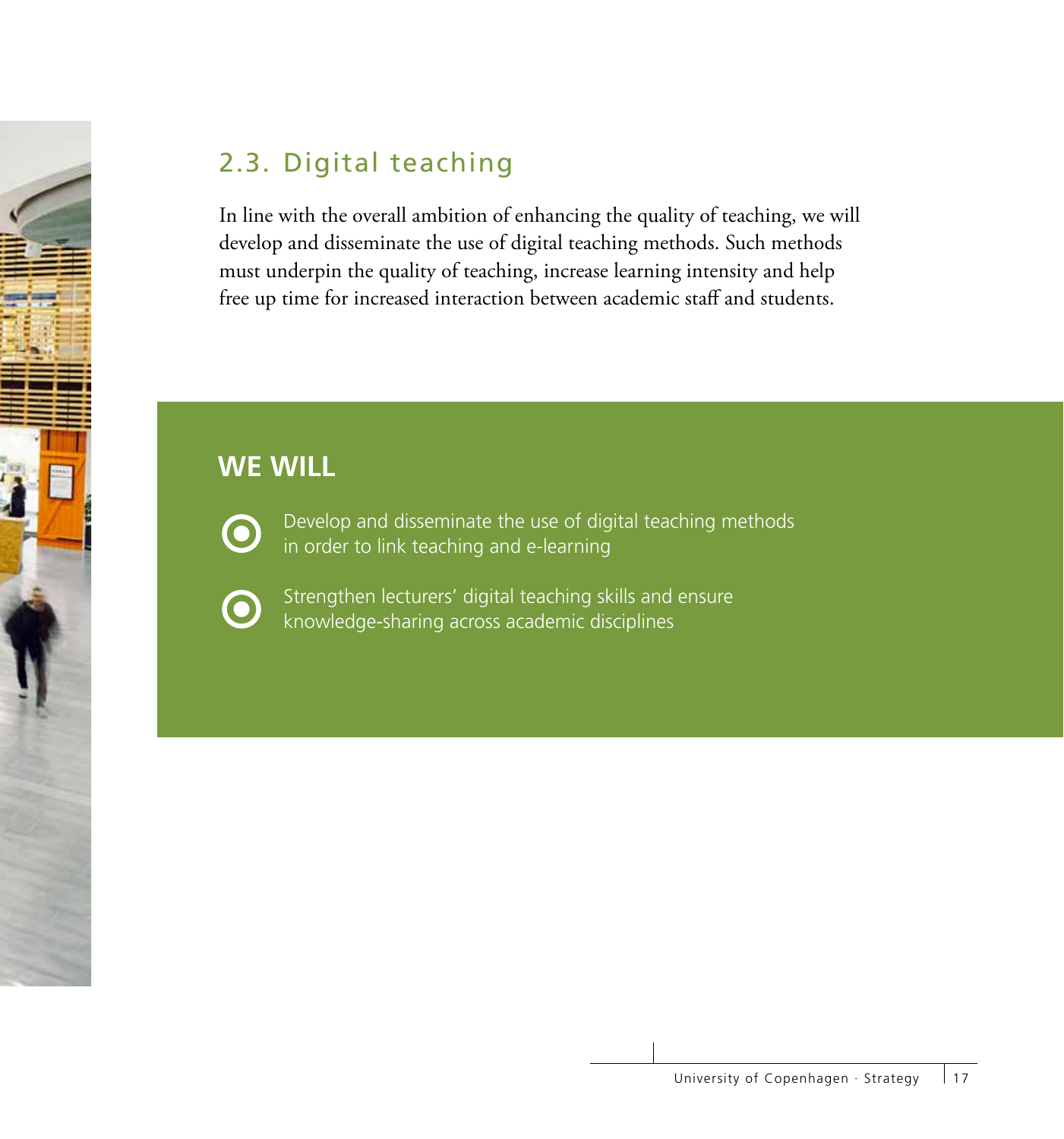## 2.3. Digital teaching

In line with the overall ambition of enhancing the quality of teaching, we will develop and disseminate the use of digital teaching methods. Such methods must underpin the quality of teaching, increase learning intensity and help free up time for increased interaction between academic staff and students.

### WE WILL

- Develop and disseminate the use of digital teaching methods in order to link teaching and e-learning
- Strengthen lecturers' digital teaching skills and ensure knowledge-sharing across academic disciplines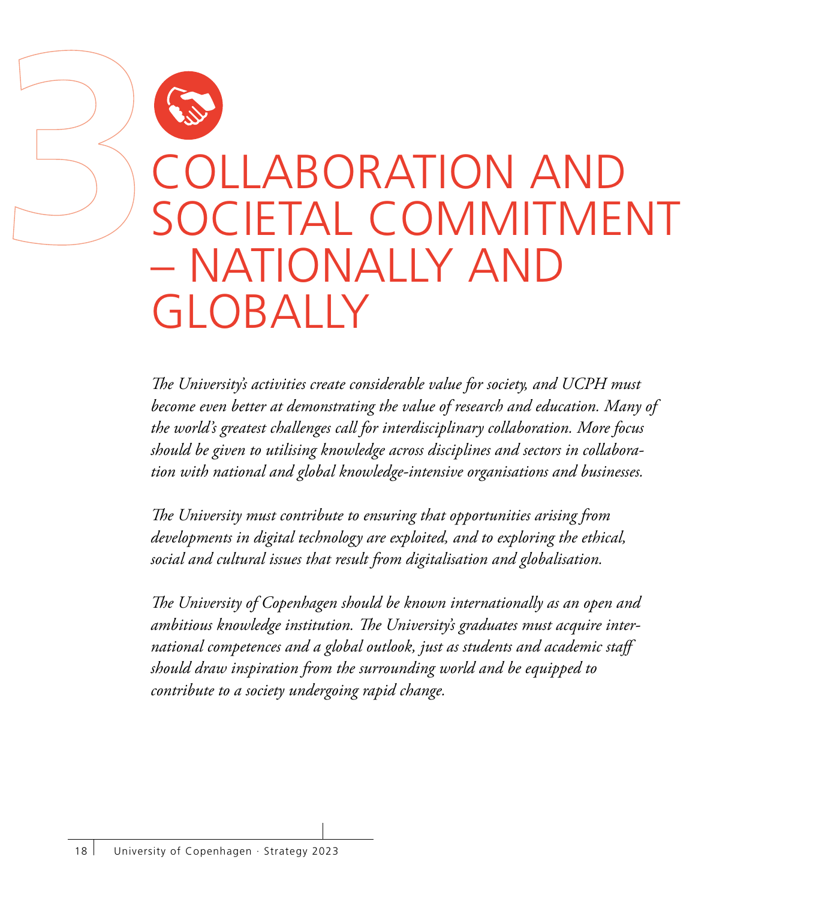# 3 COLLABORATION AND SOCIETAL COMMITMENT – NATIONALLY AND GLOBALLY

*The University's activities create considerable value for society, and UCPH must become even better at demonstrating the value of research and education. Many of the world's greatest challenges call for interdisciplinary collaboration. More focus should be given to utilising knowledge across disciplines and sectors in collaboration with national and global knowledge-intensive organisations and businesses.*

*The University must contribute to ensuring that opportunities arising from developments in digital technology are exploited, and to exploring the ethical, social and cultural issues that result from digitalisation and globalisation.*

*The University of Copenhagen should be known internationally as an open and ambitious knowledge institution. The University's graduates must acquire international competences and a global outlook, just as students and academic staff should draw inspiration from the surrounding world and be equipped to contribute to a society undergoing rapid change.*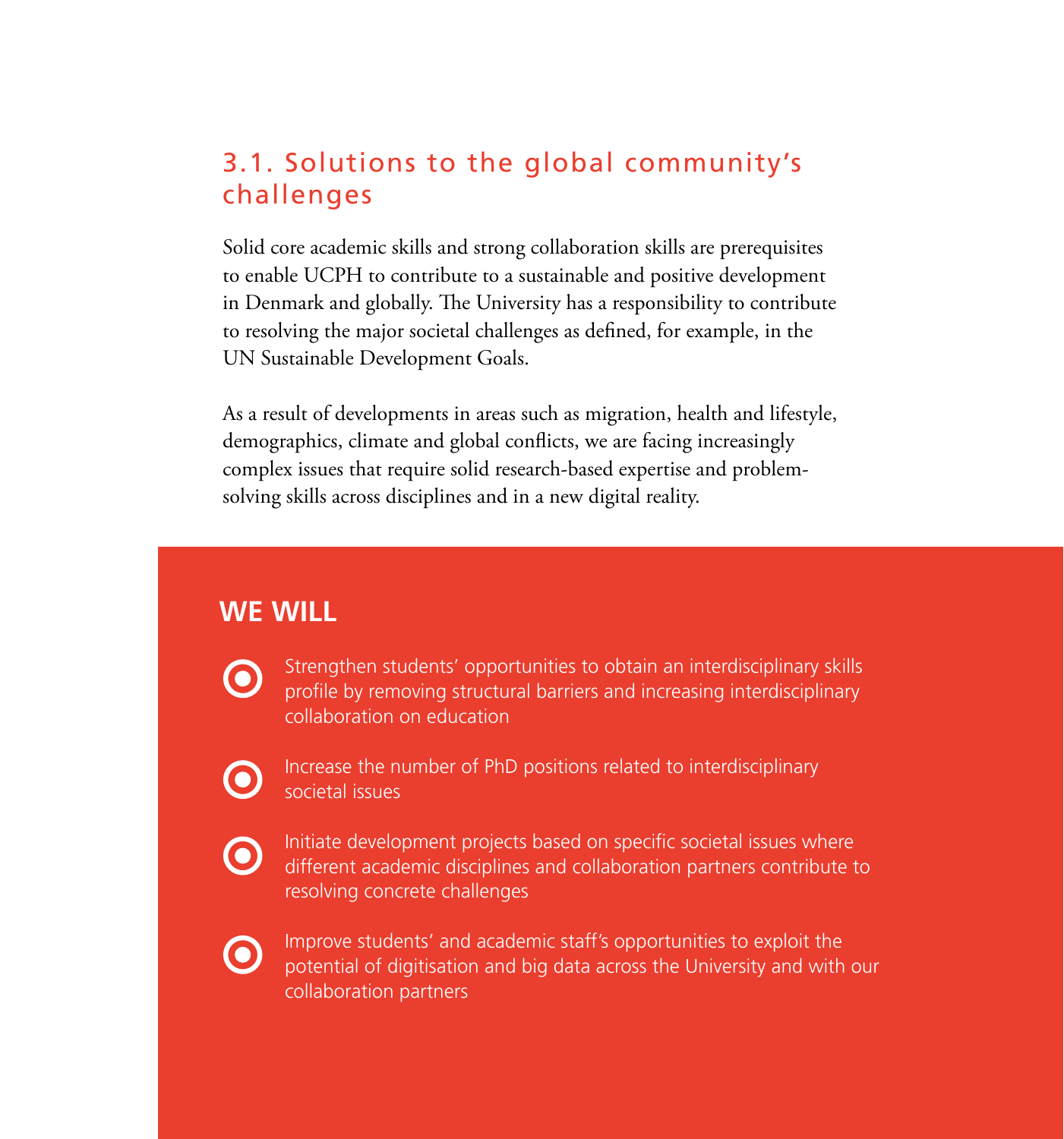## 3.1. Solutions to the global community's challenges

Solid core academic skills and strong collaboration skills are prerequisites to enable UCPH to contribute to a sustainable and positive development in Denmark and globally. The University has a responsibility to contribute to resolving the major societal challenges as defined, for example, in the UN Sustainable Development Goals.

As a result of developments in areas such as migration, health and lifestyle, demographics, climate and global conflicts, we are facing increasingly complex issues that require solid research-based expertise and problem-solving skills across disciplines and in a new digital reality.

### WE WILL

- Strengthen students' opportunities to obtain an interdisciplinary skills profile by removing structural barriers and increasing interdisciplinary collaboration on education
- Increase the number of PhD positions related to interdisciplinary societal issues
- Initiate development projects based on specific societal issues where different academic disciplines and collaboration partners contribute to resolving concrete challenges
- Improve students' and academic staff's opportunities to exploit the potential of digitisation and big data across the University and with our collaboration partners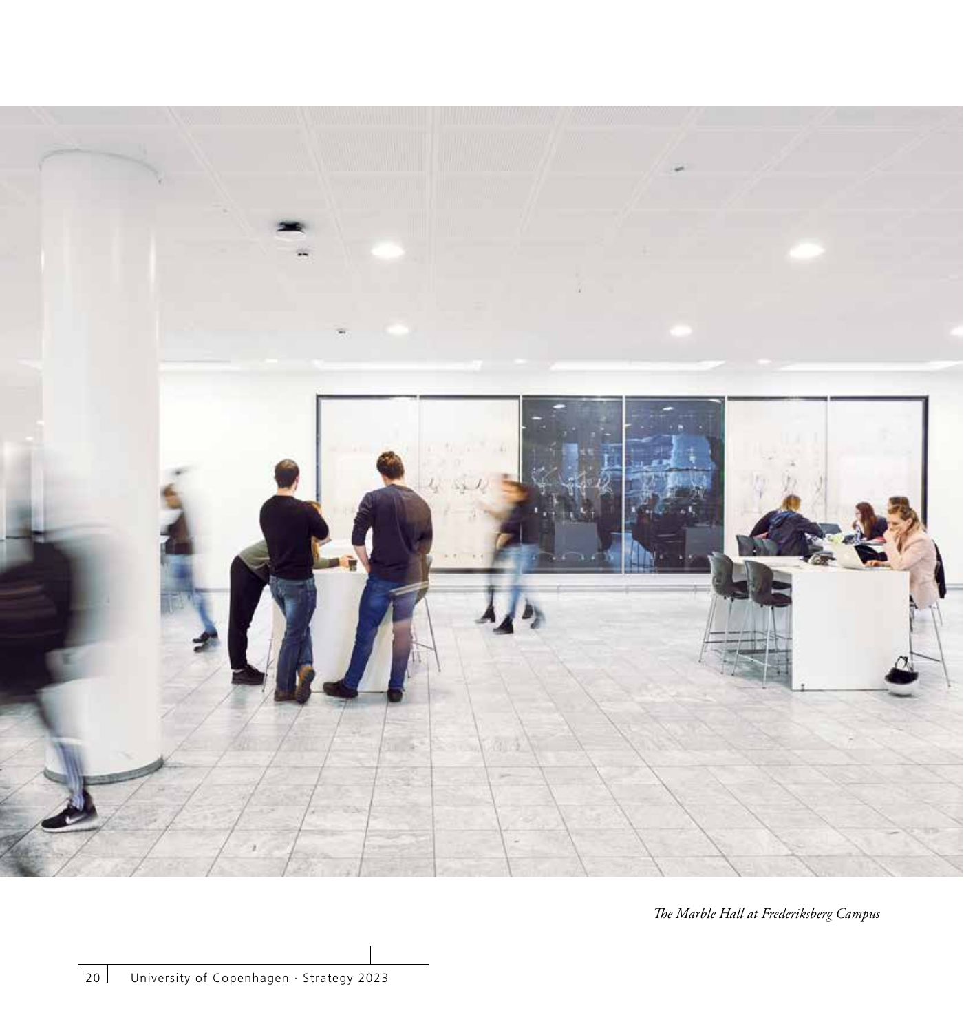*The Marble Hall at Frederiksberg Campus*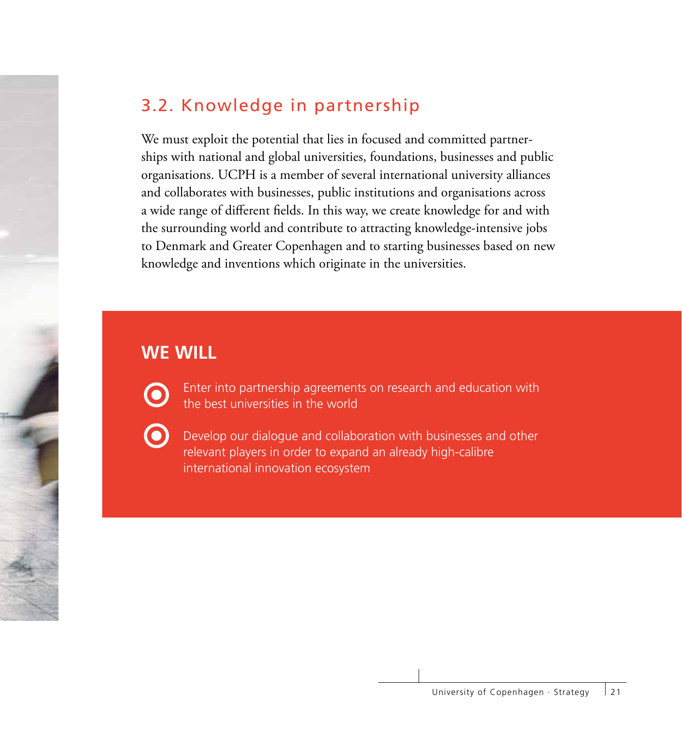## 3.2. Knowledge in partnership

We must exploit the potential that lies in focused and committed partnerships with national and global universities, foundations, businesses and public organisations. UCPH is a member of several international university alliances and collaborates with businesses, public institutions and organisations across a wide range of different fields. In this way, we create knowledge for and with the surrounding world and contribute to attracting knowledge-intensive jobs to Denmark and Greater Copenhagen and to starting businesses based on new knowledge and inventions which originate in the universities.

### WE WILL

- Enter into partnership agreements on research and education with the best universities in the world
- Develop our dialogue and collaboration with businesses and other relevant players in order to expand an already high-calibre international innovation ecosystem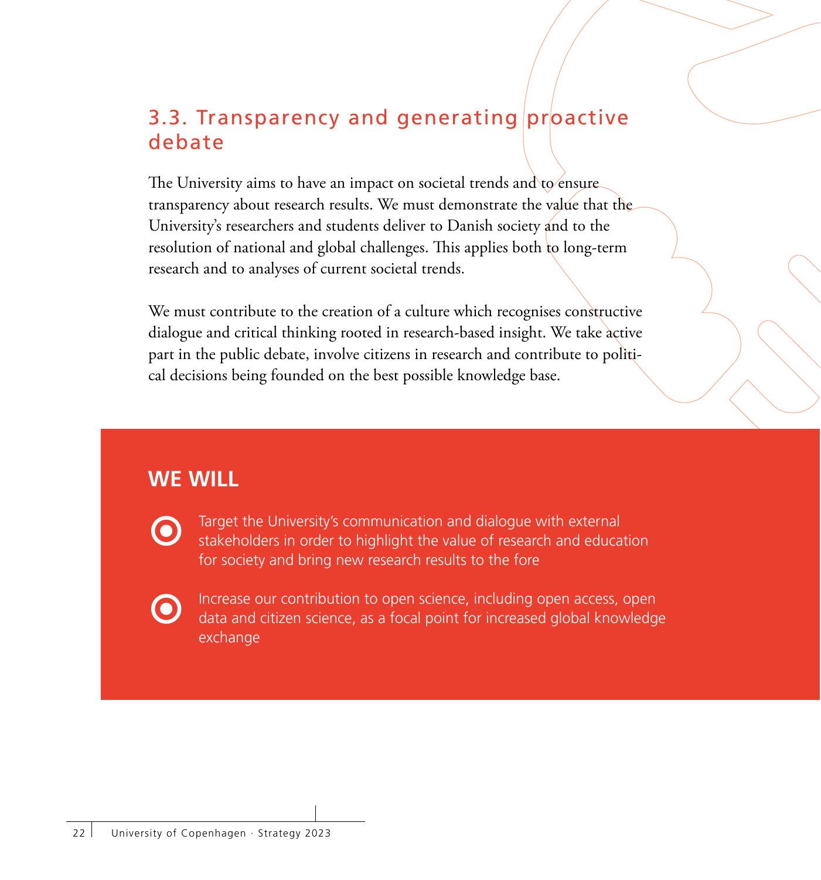## 3.3. Transparency and generating proactive debate

The University aims to have an impact on societal trends and to ensure transparency about research results. We must demonstrate the value that the University's researchers and students deliver to Danish society and to the resolution of national and global challenges. This applies both to long-term research and to analyses of current societal trends.

We must contribute to the creation of a culture which recognises constructive dialogue and critical thinking rooted in research-based insight. We take active part in the public debate, involve citizens in research and contribute to political decisions being founded on the best possible knowledge base.

### WE WILL

- Target the University's communication and dialogue with external stakeholders in order to highlight the value of research and education for society and bring new research results to the fore
- Increase our contribution to open science, including open access, open data and citizen science, as a focal point for increased global knowledge exchange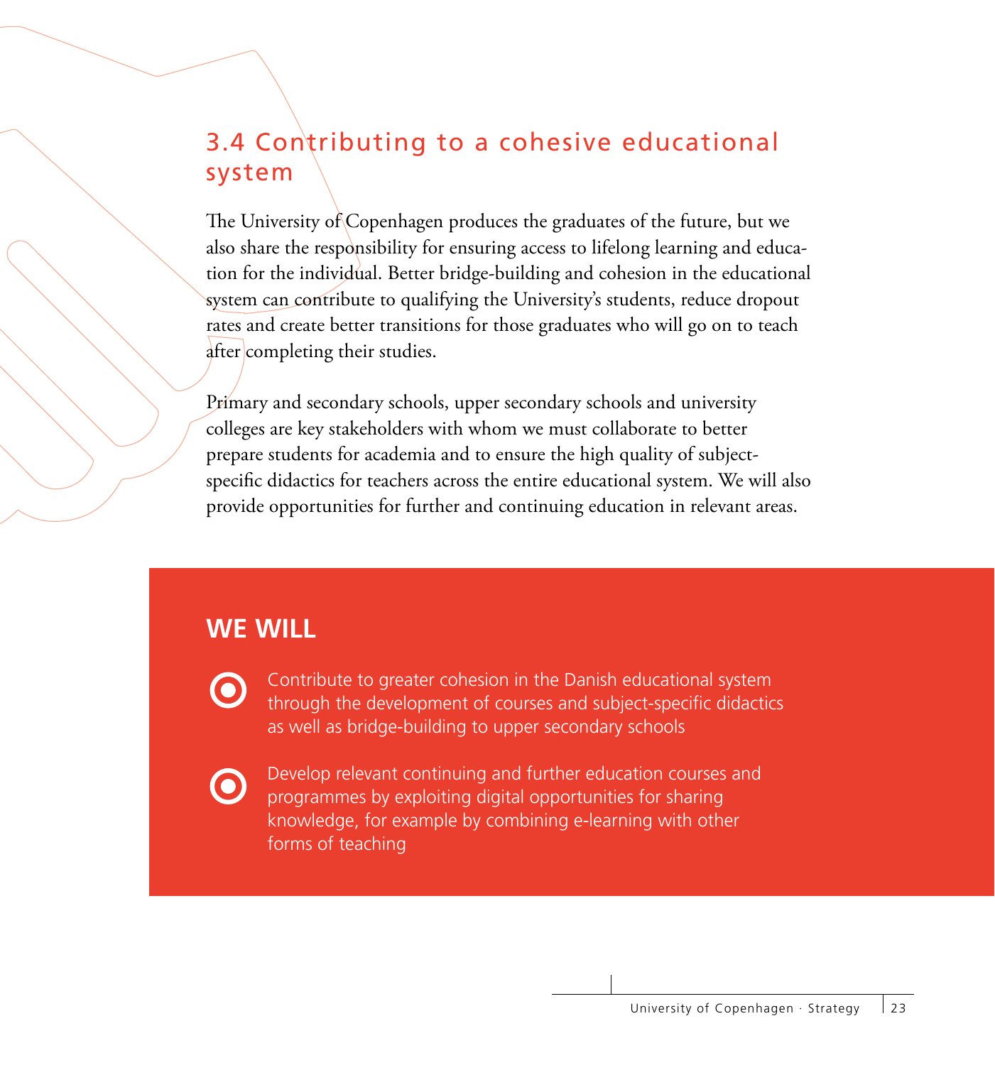## 3.4 Contributing to a cohesive educational system

The University of Copenhagen produces the graduates of the future, but we also share the responsibility for ensuring access to lifelong learning and education for the individual. Better bridge-building and cohesion in the educational system can contribute to qualifying the University's students, reduce dropout rates and create better transitions for those graduates who will go on to teach after completing their studies.

Primary and secondary schools, upper secondary schools and university colleges are key stakeholders with whom we must collaborate to better prepare students for academia and to ensure the high quality of subject-specific didactics for teachers across the entire educational system. We will also provide opportunities for further and continuing education in relevant areas.

### WE WILL

- Contribute to greater cohesion in the Danish educational system through the development of courses and subject-specific didactics as well as bridge-building to upper secondary schools
- Develop relevant continuing and further education courses and programmes by exploiting digital opportunities for sharing knowledge, for example by combining e-learning with other forms of teaching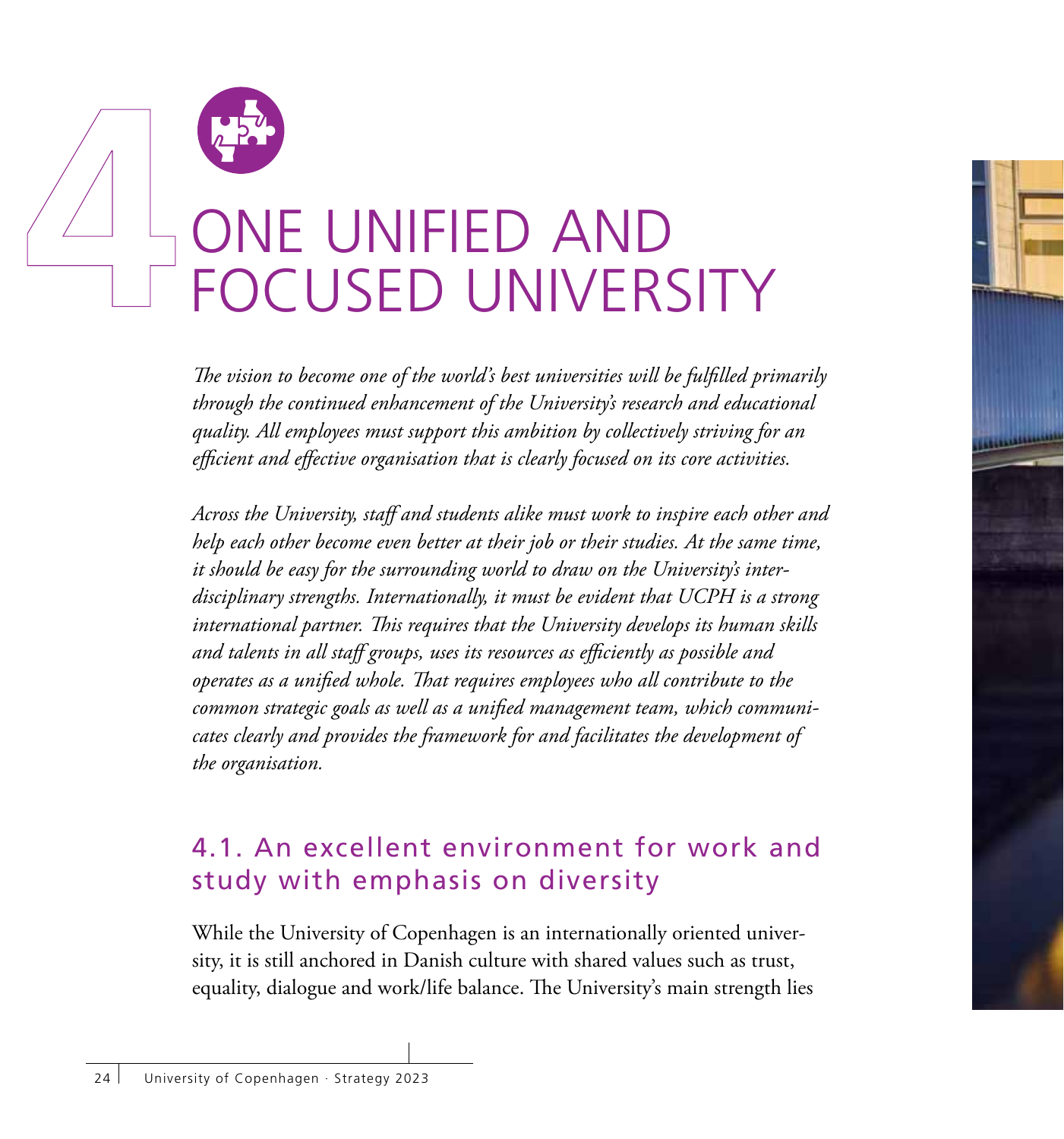# 4 ONE UNIFIED AND FOCUSED UNIVERSITY

*The vision to become one of the world's best universities will be fulfilled primarily through the continued enhancement of the University's research and educational quality. All employees must support this ambition by collectively striving for an efficient and effective organisation that is clearly focused on its core activities.*

*Across the University, staff and students alike must work to inspire each other and help each other become even better at their job or their studies. At the same time, it should be easy for the surrounding world to draw on the University's interdisciplinary strengths. Internationally, it must be evident that UCPH is a strong international partner. This requires that the University develops its human skills and talents in all staff groups, uses its resources as efficiently as possible and operates as a unified whole. That requires employees who all contribute to the common strategic goals as well as a unified management team, which communicates clearly and provides the framework for and facilitates the development of the organisation.*

## 4.1. An excellent environment for work and study with emphasis on diversity

While the University of Copenhagen is an internationally oriented university, it is still anchored in Danish culture with shared values such as trust, equality, dialogue and work/life balance. The University's main strength lies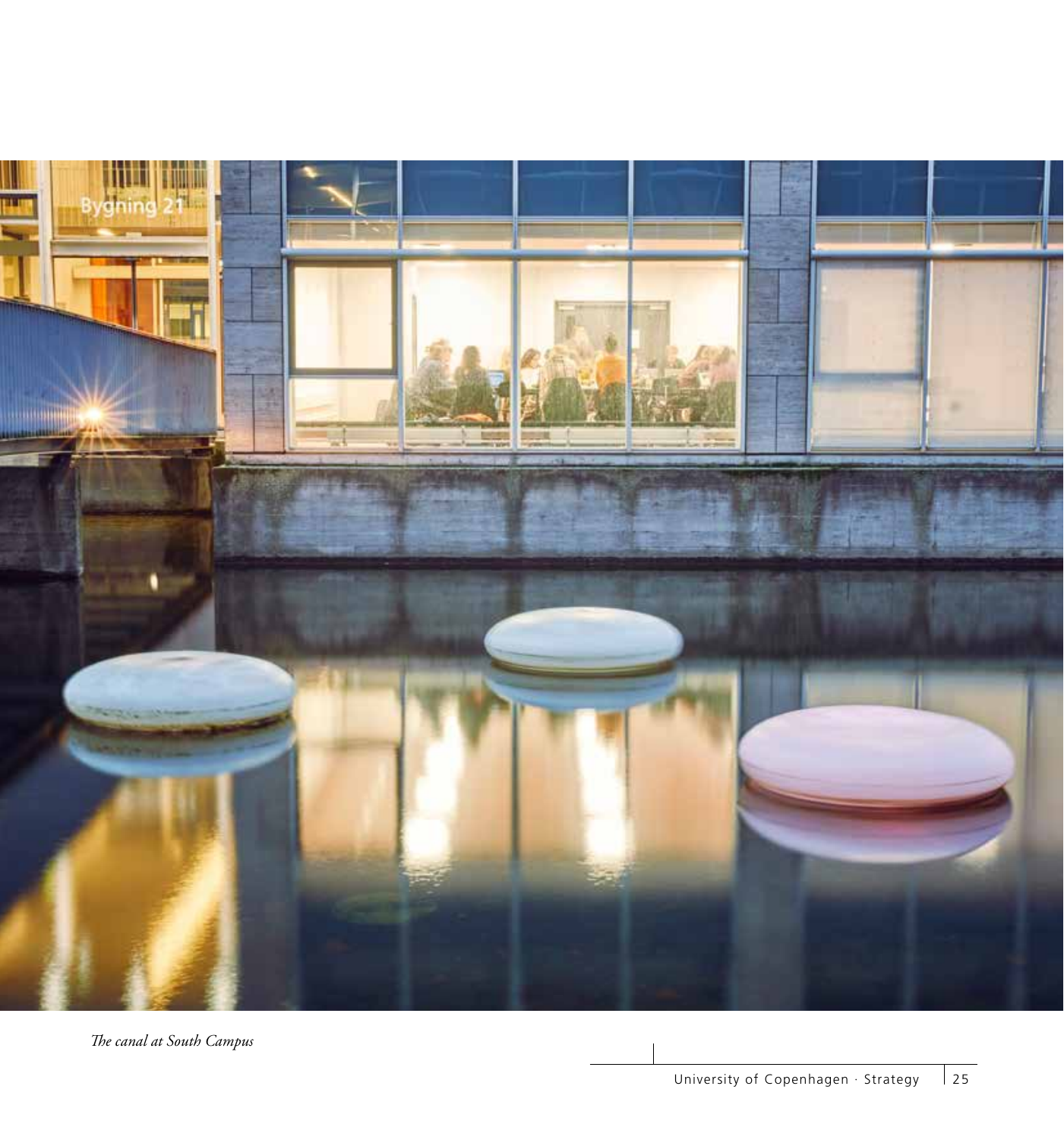*The canal at South Campus*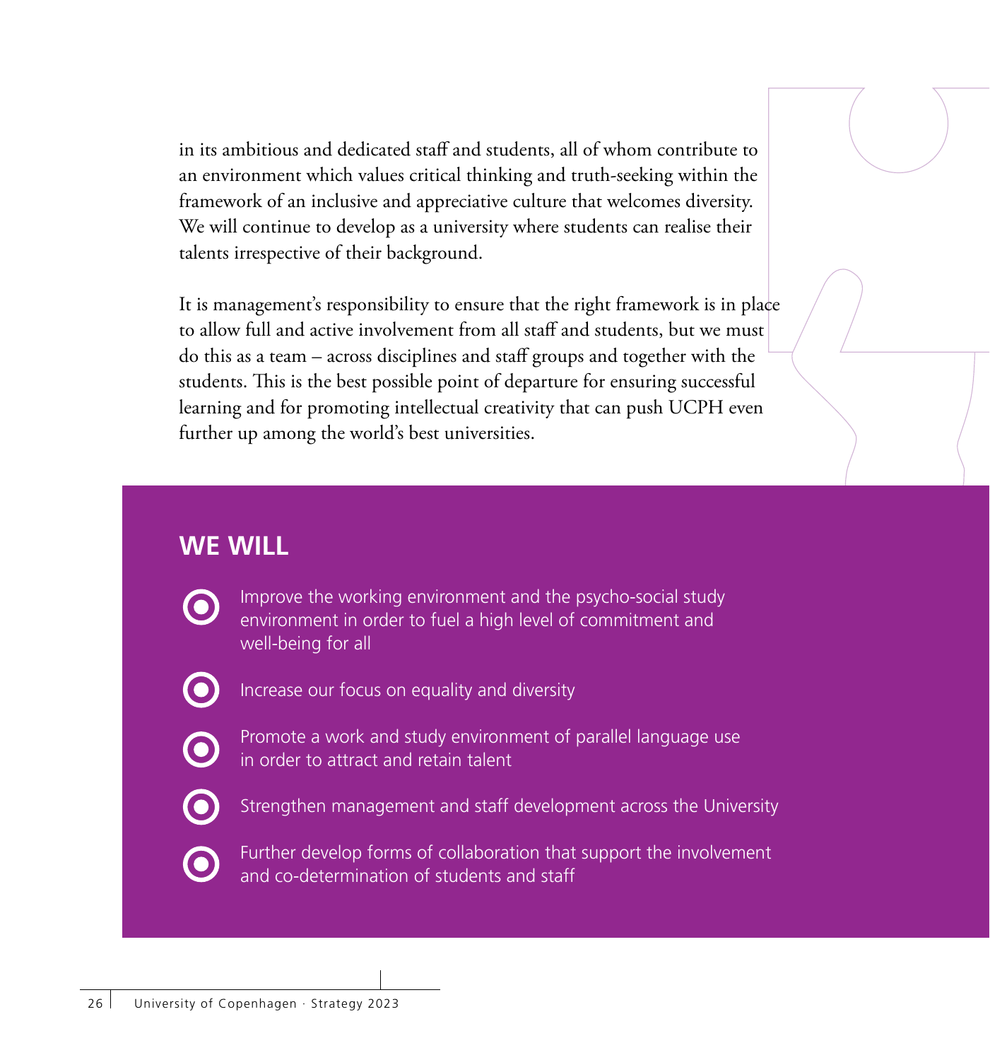in its ambitious and dedicated staff and students, all of whom contribute to an environment which values critical thinking and truth-seeking within the framework of an inclusive and appreciative culture that welcomes diversity. We will continue to develop as a university where students can realise their talents irrespective of their background.

It is management's responsibility to ensure that the right framework is in place to allow full and active involvement from all staff and students, but we must do this as a team – across disciplines and staff groups and together with the students. This is the best possible point of departure for ensuring successful learning and for promoting intellectual creativity that can push UCPH even further up among the world's best universities.

## WE WILL

- Improve the working environment and the psycho-social study environment in order to fuel a high level of commitment and well-being for all
- Increase our focus on equality and diversity
- Promote a work and study environment of parallel language use in order to attract and retain talent
- Strengthen management and staff development across the University
- Further develop forms of collaboration that support the involvement and co-determination of students and staff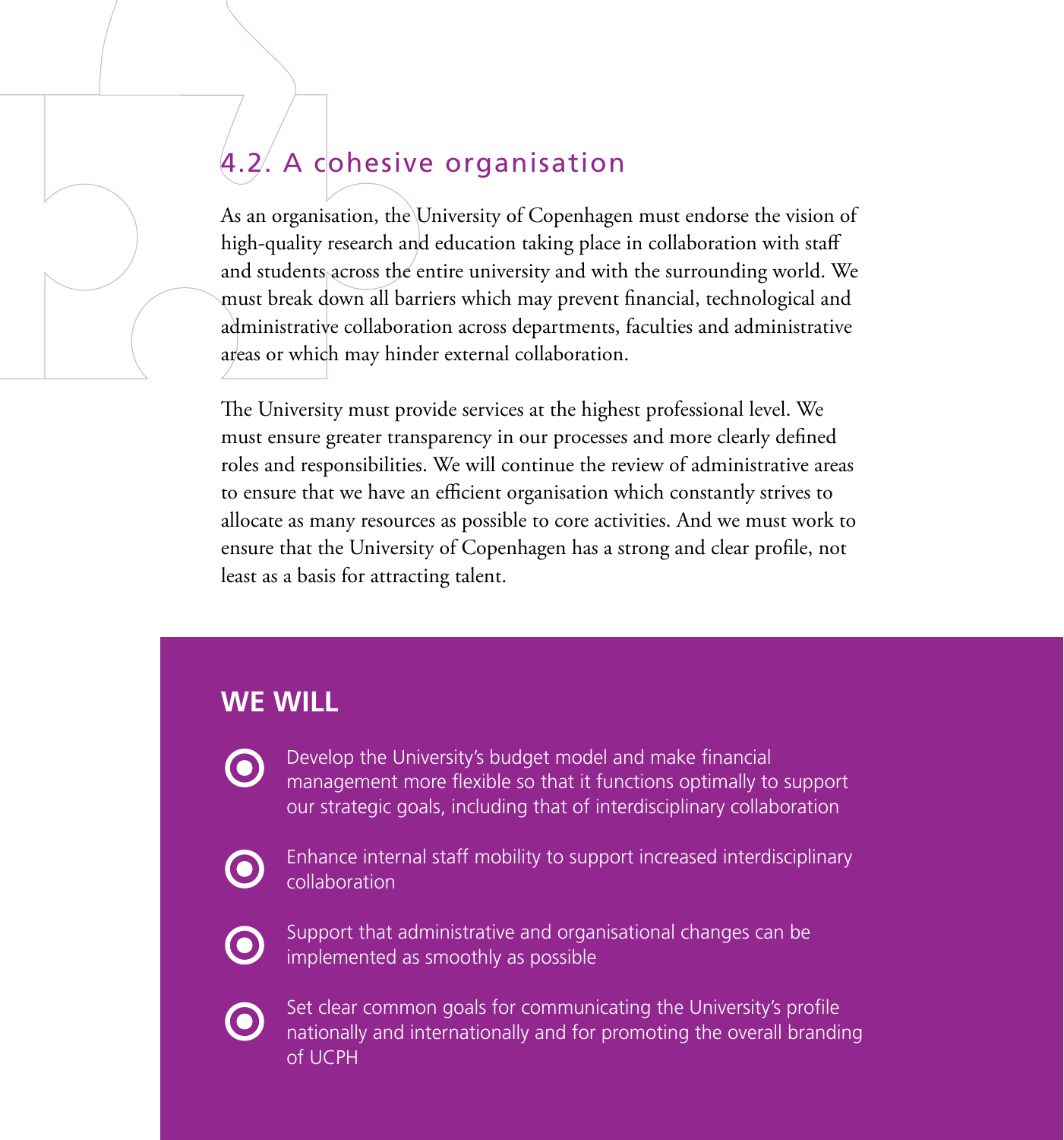## 4.2. A cohesive organisation

As an organisation, the University of Copenhagen must endorse the vision of high-quality research and education taking place in collaboration with staff and students across the entire university and with the surrounding world. We must break down all barriers which may prevent financial, technological and administrative collaboration across departments, faculties and administrative areas or which may hinder external collaboration.

The University must provide services at the highest professional level. We must ensure greater transparency in our processes and more clearly defined roles and responsibilities. We will continue the review of administrative areas to ensure that we have an efficient organisation which constantly strives to allocate as many resources as possible to core activities. And we must work to ensure that the University of Copenhagen has a strong and clear profile, not least as a basis for attracting talent.

### WE WILL

- Develop the University's budget model and make financial management more flexible so that it functions optimally to support our strategic goals, including that of interdisciplinary collaboration
- Enhance internal staff mobility to support increased interdisciplinary collaboration
- Support that administrative and organisational changes can be implemented as smoothly as possible
- Set clear common goals for communicating the University's profile nationally and internationally and for promoting the overall branding of UCPH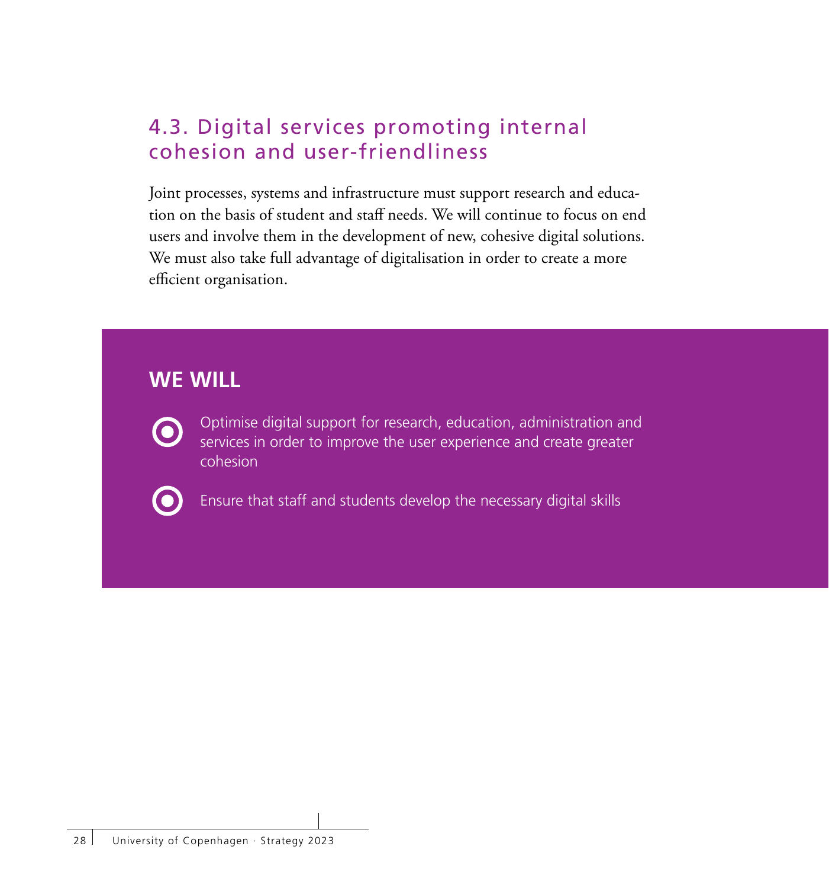## 4.3. Digital services promoting internal cohesion and user-friendliness

Joint processes, systems and infrastructure must support research and education on the basis of student and staff needs. We will continue to focus on end users and involve them in the development of new, cohesive digital solutions. We must also take full advantage of digitalisation in order to create a more efficient organisation.

### WE WILL

- Optimise digital support for research, education, administration and services in order to improve the user experience and create greater cohesion
- Ensure that staff and students develop the necessary digital skills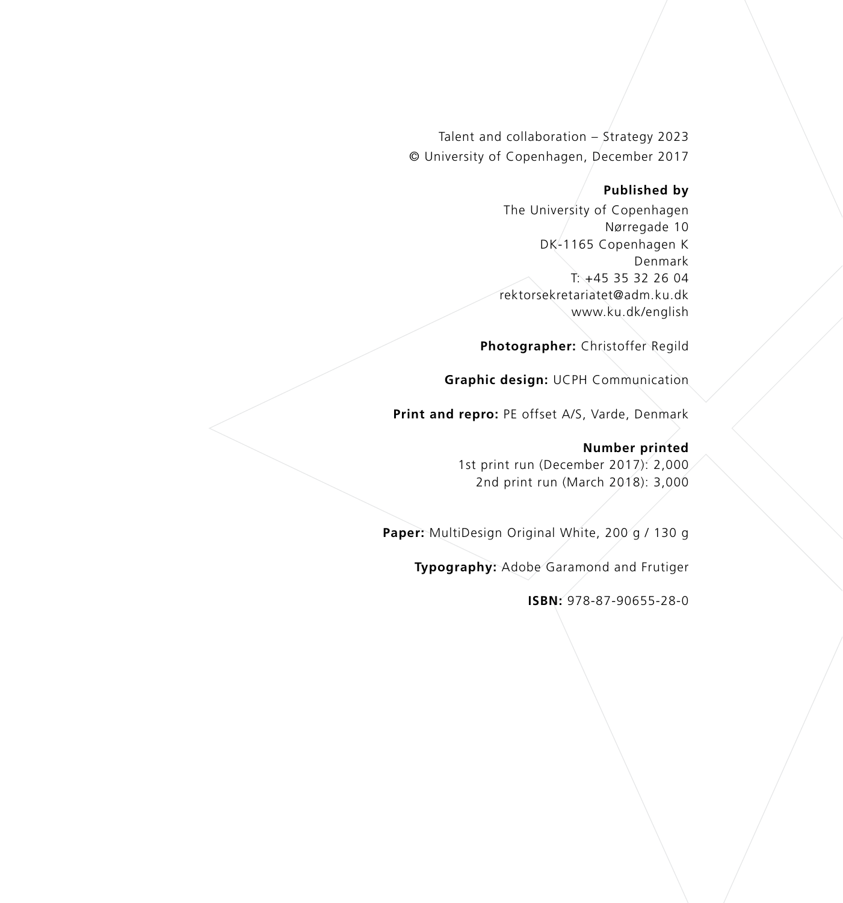Talent and collaboration – Strategy 2023
© University of Copenhagen, December 2017

**Published by**
The University of Copenhagen
Nørregade 10
DK-1165 Copenhagen K
Denmark
T: +45 35 32 26 04
rektorsekretariatet@adm.ku.dk
www.ku.dk/english

**Photographer:** Christoffer Regild

**Graphic design:** UCPH Communication

**Print and repro:** PE offset A/S, Varde, Denmark

**Number printed**
1st print run (December 2017): 2,000
2nd print run (March 2018): 3,000

**Paper:** MultiDesign Original White, 200 g / 130 g

**Typography:** Adobe Garamond and Frutiger

**ISBN:** 978-87-90655-28-0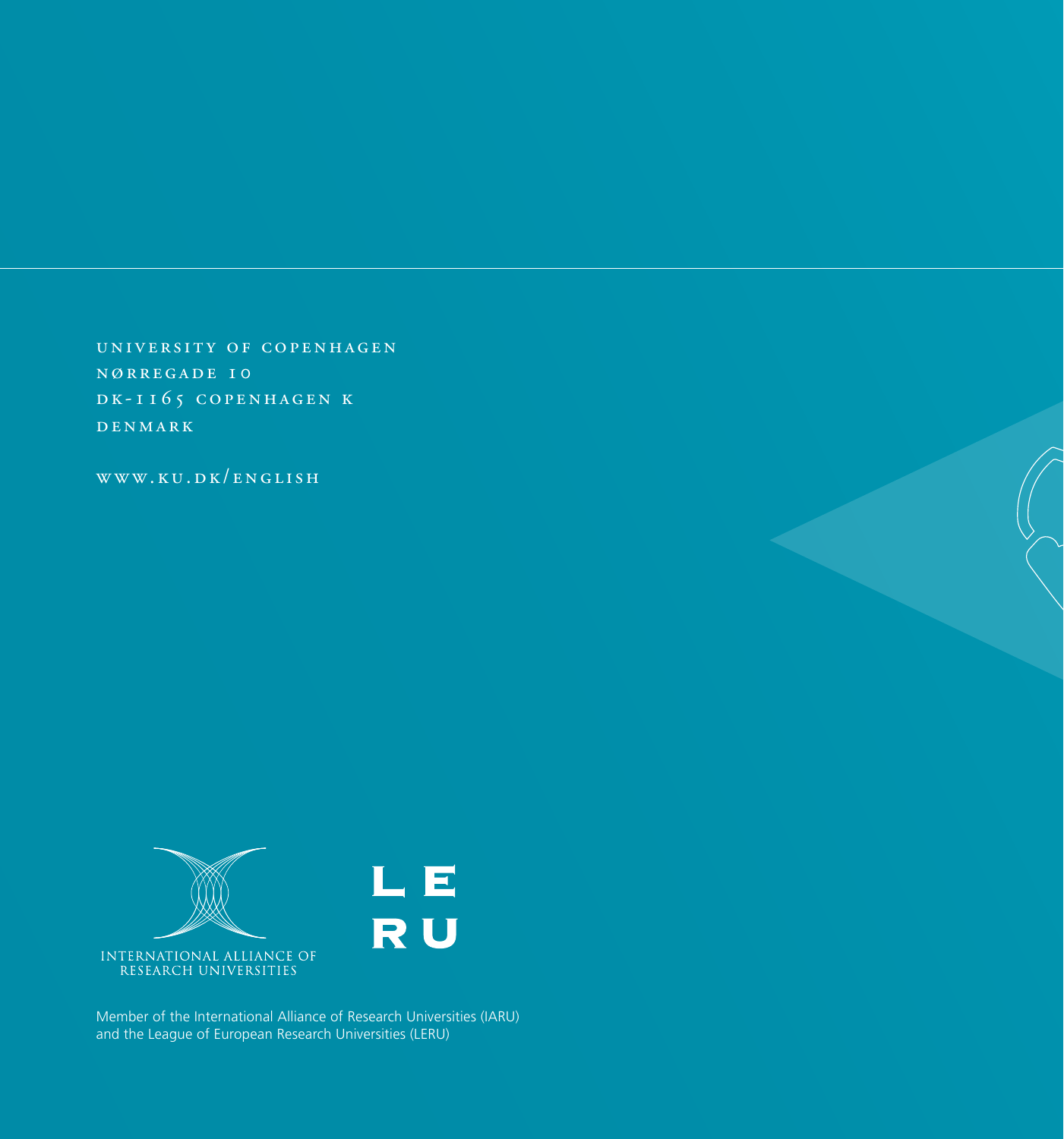UNIVERSITY OF COPENHAGEN
NØRREGADE 10
DK-1165 COPENHAGEN K
DENMARK

WWW.KU.DK/ENGLISH

INTERNATIONAL ALLIANCE OF
RESEARCH UNIVERSITIES

LE
RU

Member of the International Alliance of Research Universities (IARU)
and the League of European Research Universities (LERU)